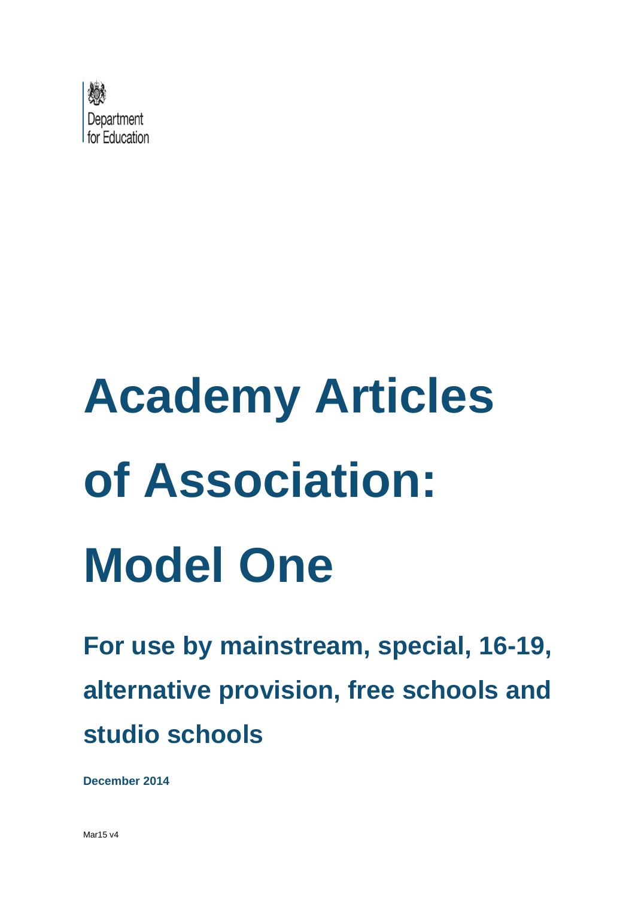Department for Education

# Academy Articles of Association: Model One

## For use by mainstream, special, 16-19, alternative provision, free schools and studio schools

**December 2014**

Mar15 v4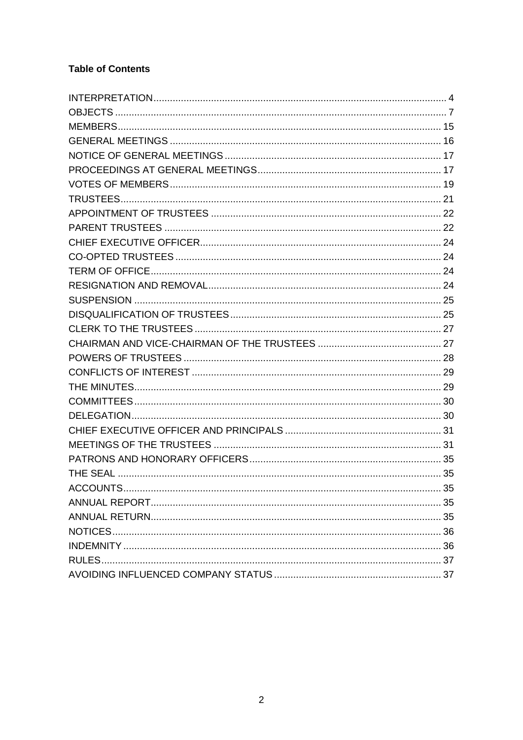**Table of Contents**

INTERPRETATION........................................................................................................ 4
OBJECTS ...................................................................................................................... 7
MEMBERS.................................................................................................................... 15
GENERAL MEETINGS ................................................................................................. 16
NOTICE OF GENERAL MEETINGS .............................................................................. 17
PROCEEDINGS AT GENERAL MEETINGS.................................................................. 17
VOTES OF MEMBERS................................................................................................. 19
TRUSTEES................................................................................................................... 21
APPOINTMENT OF TRUSTEES ................................................................................... 22
PARENT TRUSTEES ................................................................................................... 22
CHIEF EXECUTIVE OFFICER...................................................................................... 24
CO-OPTED TRUSTEES ............................................................................................... 24
TERM OF OFFICE........................................................................................................ 24
RESIGNATION AND REMOVAL................................................................................... 24
SUSPENSION .............................................................................................................. 25
DISQUALIFICATION OF TRUSTEES ........................................................................... 25
CLERK TO THE TRUSTEES ........................................................................................ 27
CHAIRMAN AND VICE-CHAIRMAN OF THE TRUSTEES ............................................ 27
POWERS OF TRUSTEES ............................................................................................ 28
CONFLICTS OF INTEREST ......................................................................................... 29
THE MINUTES.............................................................................................................. 29
COMMITTEES .............................................................................................................. 30
DELEGATION............................................................................................................... 30
CHIEF EXECUTIVE OFFICER AND PRINCIPALS ........................................................ 31
MEETINGS OF THE TRUSTEES ................................................................................. 31
PATRONS AND HONORARY OFFICERS..................................................................... 35
THE SEAL .................................................................................................................... 35
ACCOUNTS.................................................................................................................. 35
ANNUAL REPORT........................................................................................................ 35
ANNUAL RETURN........................................................................................................ 35
NOTICES...................................................................................................................... 36
INDEMNITY .................................................................................................................. 36
RULES.......................................................................................................................... 37
AVOIDING INFLUENCED COMPANY STATUS ............................................................ 37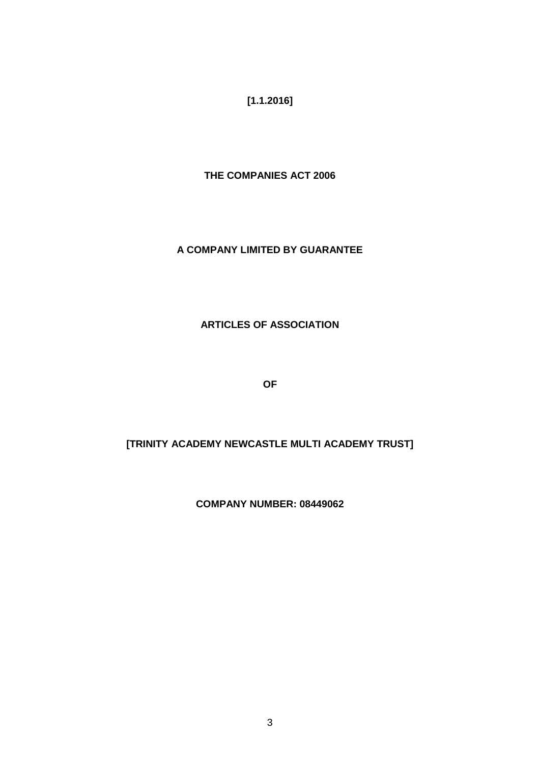**[1.1.2016]**

**THE COMPANIES ACT 2006**

**A COMPANY LIMITED BY GUARANTEE**

# ARTICLES OF ASSOCIATION

**OF**

# [TRINITY ACADEMY NEWCASTLE MULTI ACADEMY TRUST]

**COMPANY NUMBER: 08449062**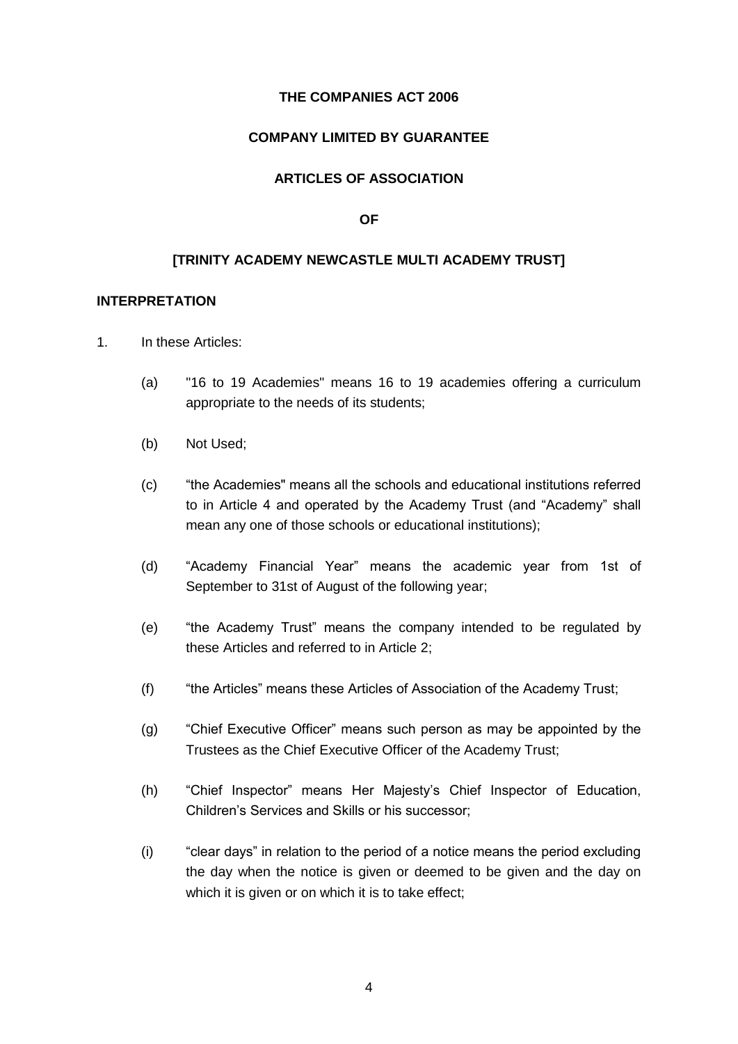**THE COMPANIES ACT 2006**

**COMPANY LIMITED BY GUARANTEE**

**ARTICLES OF ASSOCIATION**

**OF**

**[TRINITY ACADEMY NEWCASTLE MULTI ACADEMY TRUST]**

**INTERPRETATION**

1. In these Articles:

   (a) "16 to 19 Academies" means 16 to 19 academies offering a curriculum appropriate to the needs of its students;

   (b) Not Used;

   (c) "the Academies" means all the schools and educational institutions referred to in Article 4 and operated by the Academy Trust (and "Academy" shall mean any one of those schools or educational institutions);

   (d) "Academy Financial Year" means the academic year from 1st of September to 31st of August of the following year;

   (e) "the Academy Trust" means the company intended to be regulated by these Articles and referred to in Article 2;

   (f) "the Articles" means these Articles of Association of the Academy Trust;

   (g) "Chief Executive Officer" means such person as may be appointed by the Trustees as the Chief Executive Officer of the Academy Trust;

   (h) "Chief Inspector" means Her Majesty's Chief Inspector of Education, Children's Services and Skills or his successor;

   (i) "clear days" in relation to the period of a notice means the period excluding the day when the notice is given or deemed to be given and the day on which it is given or on which it is to take effect;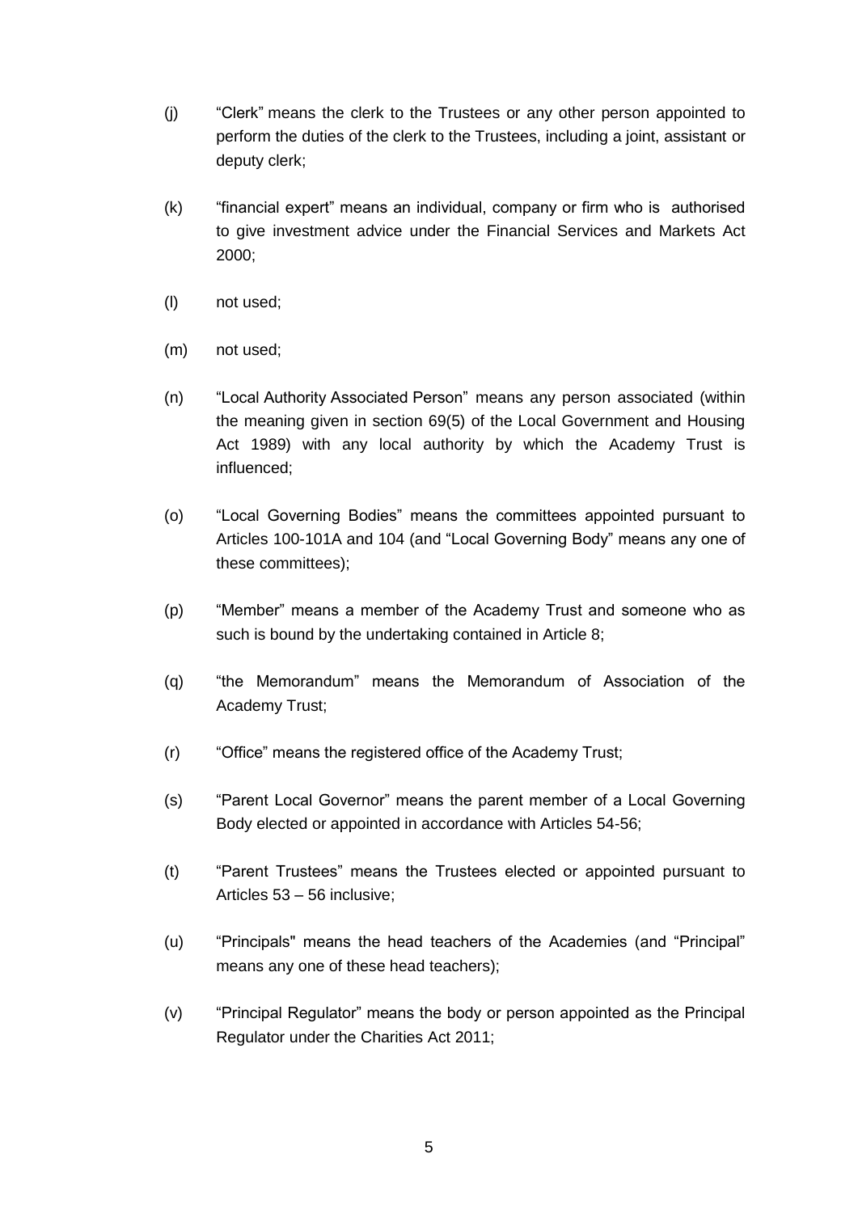(j) “Clerk” means the clerk to the Trustees or any other person appointed to perform the duties of the clerk to the Trustees, including a joint, assistant or deputy clerk;

(k) “financial expert” means an individual, company or firm who is authorised to give investment advice under the Financial Services and Markets Act 2000;

(l) not used;

(m) not used;

(n) “Local Authority Associated Person” means any person associated (within the meaning given in section 69(5) of the Local Government and Housing Act 1989) with any local authority by which the Academy Trust is influenced;

(o) “Local Governing Bodies” means the committees appointed pursuant to Articles 100-101A and 104 (and “Local Governing Body” means any one of these committees);

(p) “Member” means a member of the Academy Trust and someone who as such is bound by the undertaking contained in Article 8;

(q) “the Memorandum” means the Memorandum of Association of the Academy Trust;

(r) “Office” means the registered office of the Academy Trust;

(s) “Parent Local Governor” means the parent member of a Local Governing Body elected or appointed in accordance with Articles 54-56;

(t) “Parent Trustees” means the Trustees elected or appointed pursuant to Articles 53 – 56 inclusive;

(u) “Principals" means the head teachers of the Academies (and “Principal” means any one of these head teachers);

(v) “Principal Regulator” means the body or person appointed as the Principal Regulator under the Charities Act 2011;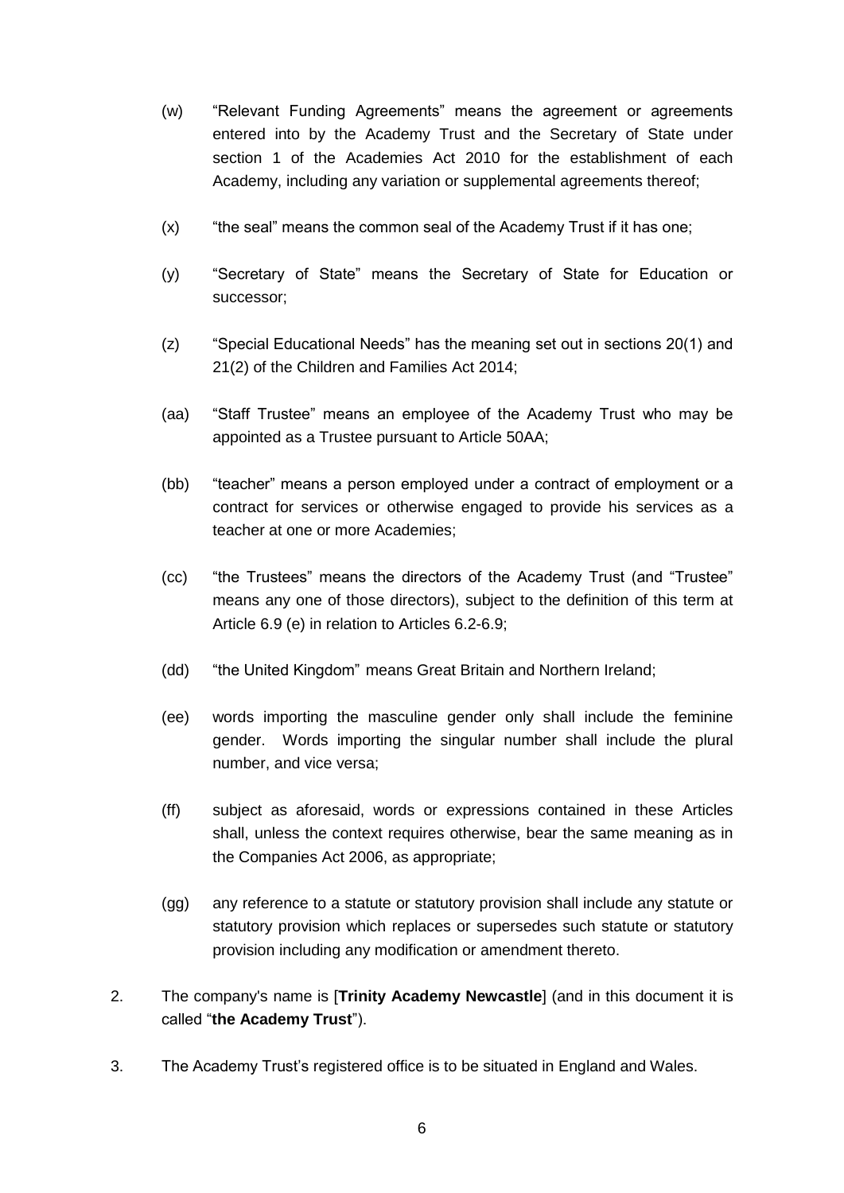(w) "Relevant Funding Agreements" means the agreement or agreements entered into by the Academy Trust and the Secretary of State under section 1 of the Academies Act 2010 for the establishment of each Academy, including any variation or supplemental agreements thereof;

(x) "the seal" means the common seal of the Academy Trust if it has one;

(y) "Secretary of State" means the Secretary of State for Education or successor;

(z) "Special Educational Needs" has the meaning set out in sections 20(1) and 21(2) of the Children and Families Act 2014;

(aa) "Staff Trustee" means an employee of the Academy Trust who may be appointed as a Trustee pursuant to Article 50AA;

(bb) "teacher" means a person employed under a contract of employment or a contract for services or otherwise engaged to provide his services as a teacher at one or more Academies;

(cc) "the Trustees" means the directors of the Academy Trust (and "Trustee" means any one of those directors), subject to the definition of this term at Article 6.9 (e) in relation to Articles 6.2-6.9;

(dd) "the United Kingdom" means Great Britain and Northern Ireland;

(ee) words importing the masculine gender only shall include the feminine gender. Words importing the singular number shall include the plural number, and vice versa;

(ff) subject as aforesaid, words or expressions contained in these Articles shall, unless the context requires otherwise, bear the same meaning as in the Companies Act 2006, as appropriate;

(gg) any reference to a statute or statutory provision shall include any statute or statutory provision which replaces or supersedes such statute or statutory provision including any modification or amendment thereto.

2. The company's name is [**Trinity Academy Newcastle**] (and in this document it is called "**the Academy Trust**").

3. The Academy Trust's registered office is to be situated in England and Wales.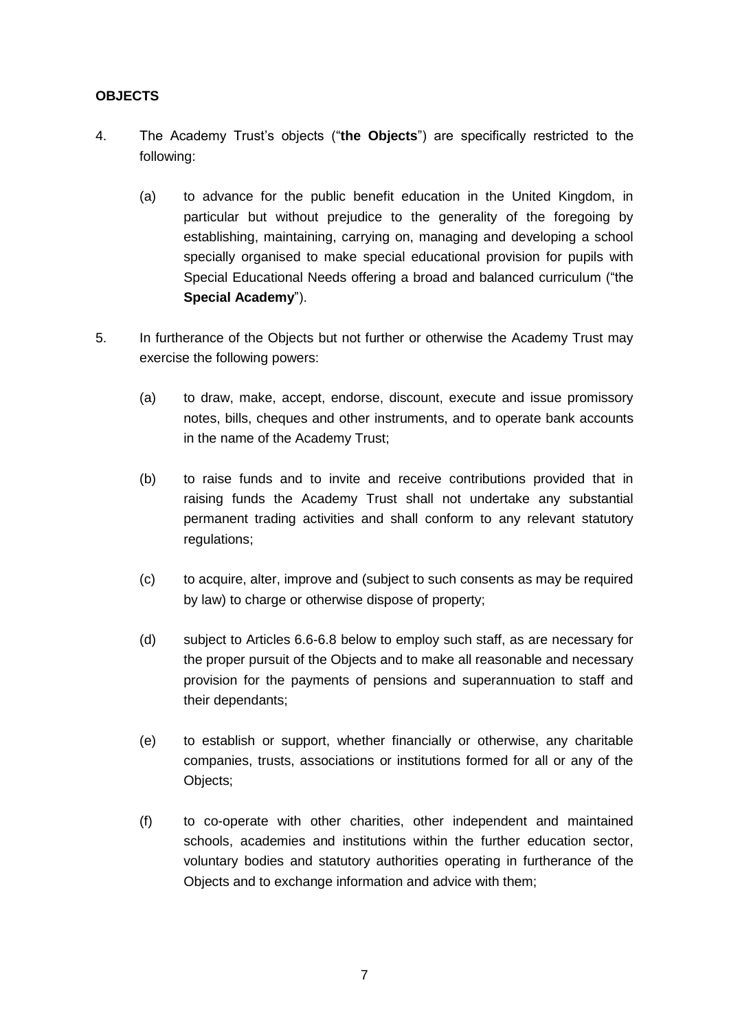**OBJECTS**

4. The Academy Trust's objects ("**the Objects**") are specifically restricted to the following:

   (a) to advance for the public benefit education in the United Kingdom, in particular but without prejudice to the generality of the foregoing by establishing, maintaining, carrying on, managing and developing a school specially organised to make special educational provision for pupils with Special Educational Needs offering a broad and balanced curriculum ("the **Special Academy**").

5. In furtherance of the Objects but not further or otherwise the Academy Trust may exercise the following powers:

   (a) to draw, make, accept, endorse, discount, execute and issue promissory notes, bills, cheques and other instruments, and to operate bank accounts in the name of the Academy Trust;

   (b) to raise funds and to invite and receive contributions provided that in raising funds the Academy Trust shall not undertake any substantial permanent trading activities and shall conform to any relevant statutory regulations;

   (c) to acquire, alter, improve and (subject to such consents as may be required by law) to charge or otherwise dispose of property;

   (d) subject to Articles 6.6-6.8 below to employ such staff, as are necessary for the proper pursuit of the Objects and to make all reasonable and necessary provision for the payments of pensions and superannuation to staff and their dependants;

   (e) to establish or support, whether financially or otherwise, any charitable companies, trusts, associations or institutions formed for all or any of the Objects;

   (f) to co-operate with other charities, other independent and maintained schools, academies and institutions within the further education sector, voluntary bodies and statutory authorities operating in furtherance of the Objects and to exchange information and advice with them;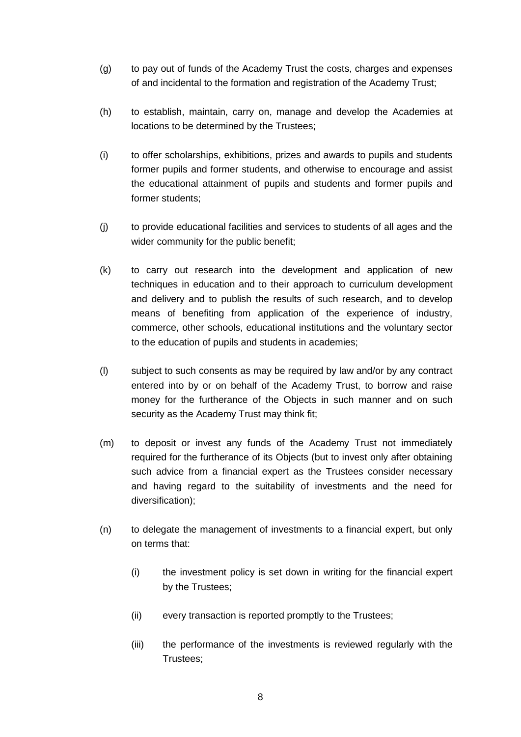(g) to pay out of funds of the Academy Trust the costs, charges and expenses of and incidental to the formation and registration of the Academy Trust;

(h) to establish, maintain, carry on, manage and develop the Academies at locations to be determined by the Trustees;

(i) to offer scholarships, exhibitions, prizes and awards to pupils and students former pupils and former students, and otherwise to encourage and assist the educational attainment of pupils and students and former pupils and former students;

(j) to provide educational facilities and services to students of all ages and the wider community for the public benefit;

(k) to carry out research into the development and application of new techniques in education and to their approach to curriculum development and delivery and to publish the results of such research, and to develop means of benefiting from application of the experience of industry, commerce, other schools, educational institutions and the voluntary sector to the education of pupils and students in academies;

(l) subject to such consents as may be required by law and/or by any contract entered into by or on behalf of the Academy Trust, to borrow and raise money for the furtherance of the Objects in such manner and on such security as the Academy Trust may think fit;

(m) to deposit or invest any funds of the Academy Trust not immediately required for the furtherance of its Objects (but to invest only after obtaining such advice from a financial expert as the Trustees consider necessary and having regard to the suitability of investments and the need for diversification);

(n) to delegate the management of investments to a financial expert, but only on terms that:

    (i) the investment policy is set down in writing for the financial expert by the Trustees;

    (ii) every transaction is reported promptly to the Trustees;

    (iii) the performance of the investments is reviewed regularly with the Trustees;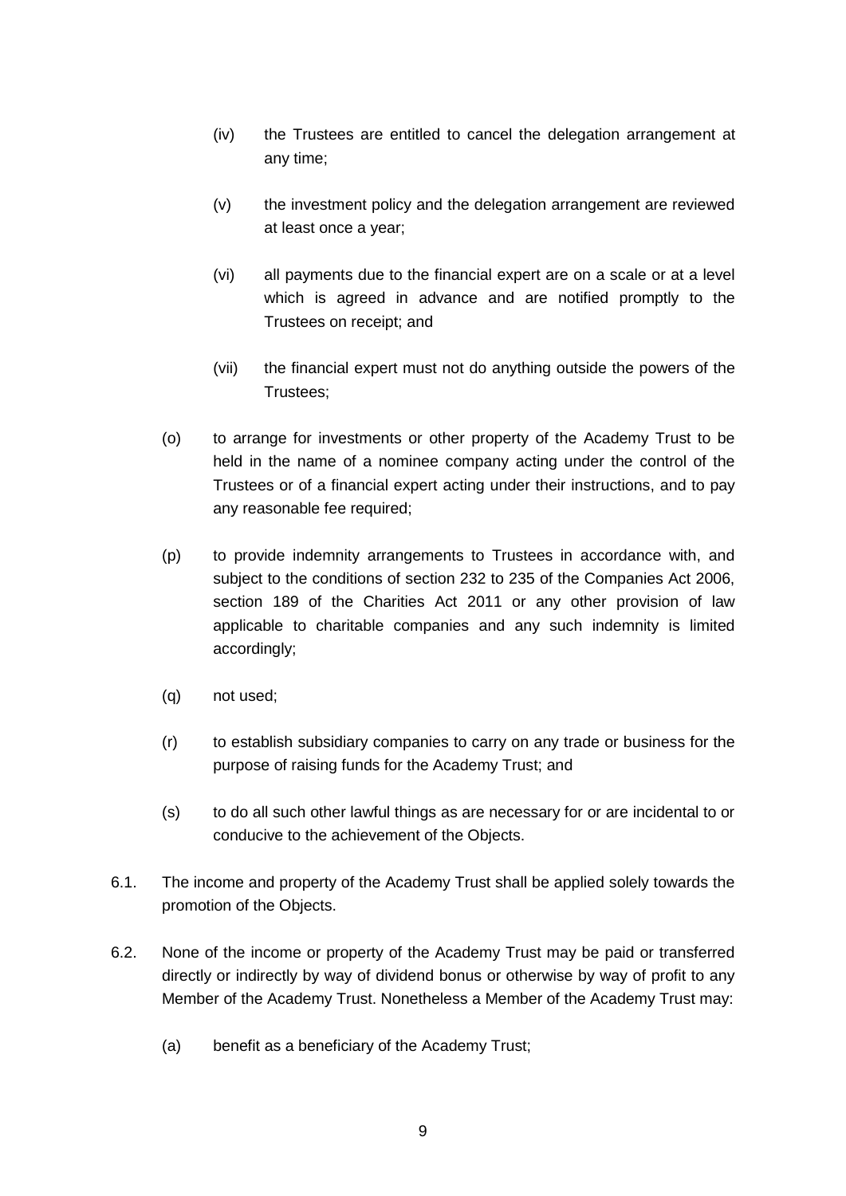(iv) the Trustees are entitled to cancel the delegation arrangement at any time;

(v) the investment policy and the delegation arrangement are reviewed at least once a year;

(vi) all payments due to the financial expert are on a scale or at a level which is agreed in advance and are notified promptly to the Trustees on receipt; and

(vii) the financial expert must not do anything outside the powers of the Trustees;

(o) to arrange for investments or other property of the Academy Trust to be held in the name of a nominee company acting under the control of the Trustees or of a financial expert acting under their instructions, and to pay any reasonable fee required;

(p) to provide indemnity arrangements to Trustees in accordance with, and subject to the conditions of section 232 to 235 of the Companies Act 2006, section 189 of the Charities Act 2011 or any other provision of law applicable to charitable companies and any such indemnity is limited accordingly;

(q) not used;

(r) to establish subsidiary companies to carry on any trade or business for the purpose of raising funds for the Academy Trust; and

(s) to do all such other lawful things as are necessary for or are incidental to or conducive to the achievement of the Objects.

6.1. The income and property of the Academy Trust shall be applied solely towards the promotion of the Objects.

6.2. None of the income or property of the Academy Trust may be paid or transferred directly or indirectly by way of dividend bonus or otherwise by way of profit to any Member of the Academy Trust. Nonetheless a Member of the Academy Trust may:

(a) benefit as a beneficiary of the Academy Trust;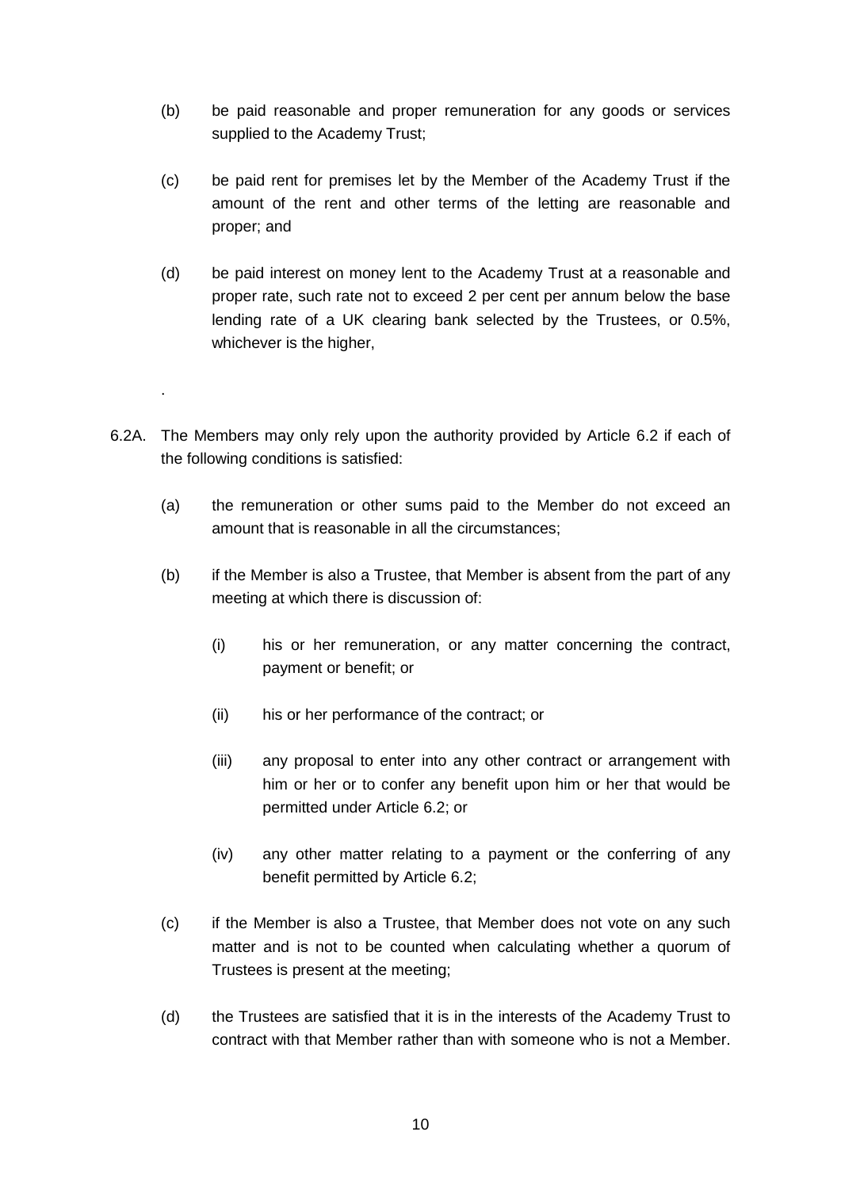(b) be paid reasonable and proper remuneration for any goods or services supplied to the Academy Trust;

(c) be paid rent for premises let by the Member of the Academy Trust if the amount of the rent and other terms of the letting are reasonable and proper; and

(d) be paid interest on money lent to the Academy Trust at a reasonable and proper rate, such rate not to exceed 2 per cent per annum below the base lending rate of a UK clearing bank selected by the Trustees, or 0.5%, whichever is the higher,

.

6.2A. The Members may only rely upon the authority provided by Article 6.2 if each of the following conditions is satisfied:

(a) the remuneration or other sums paid to the Member do not exceed an amount that is reasonable in all the circumstances;

(b) if the Member is also a Trustee, that Member is absent from the part of any meeting at which there is discussion of:

(i) his or her remuneration, or any matter concerning the contract, payment or benefit; or

(ii) his or her performance of the contract; or

(iii) any proposal to enter into any other contract or arrangement with him or her or to confer any benefit upon him or her that would be permitted under Article 6.2; or

(iv) any other matter relating to a payment or the conferring of any benefit permitted by Article 6.2;

(c) if the Member is also a Trustee, that Member does not vote on any such matter and is not to be counted when calculating whether a quorum of Trustees is present at the meeting;

(d) the Trustees are satisfied that it is in the interests of the Academy Trust to contract with that Member rather than with someone who is not a Member.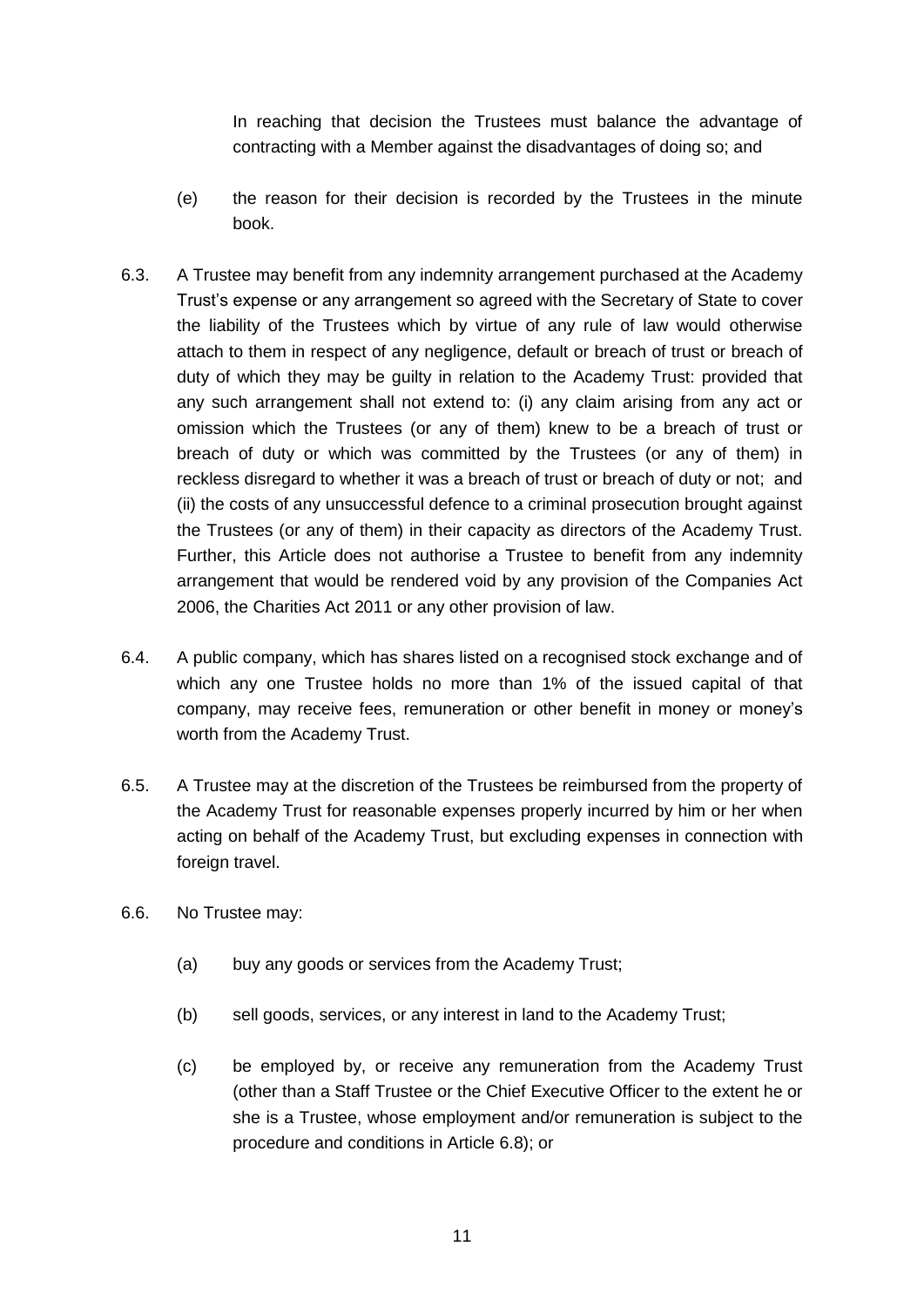In reaching that decision the Trustees must balance the advantage of contracting with a Member against the disadvantages of doing so; and

(e) the reason for their decision is recorded by the Trustees in the minute book.

6.3. A Trustee may benefit from any indemnity arrangement purchased at the Academy Trust's expense or any arrangement so agreed with the Secretary of State to cover the liability of the Trustees which by virtue of any rule of law would otherwise attach to them in respect of any negligence, default or breach of trust or breach of duty of which they may be guilty in relation to the Academy Trust: provided that any such arrangement shall not extend to: (i) any claim arising from any act or omission which the Trustees (or any of them) knew to be a breach of trust or breach of duty or which was committed by the Trustees (or any of them) in reckless disregard to whether it was a breach of trust or breach of duty or not; and (ii) the costs of any unsuccessful defence to a criminal prosecution brought against the Trustees (or any of them) in their capacity as directors of the Academy Trust. Further, this Article does not authorise a Trustee to benefit from any indemnity arrangement that would be rendered void by any provision of the Companies Act 2006, the Charities Act 2011 or any other provision of law.

6.4. A public company, which has shares listed on a recognised stock exchange and of which any one Trustee holds no more than 1% of the issued capital of that company, may receive fees, remuneration or other benefit in money or money's worth from the Academy Trust.

6.5. A Trustee may at the discretion of the Trustees be reimbursed from the property of the Academy Trust for reasonable expenses properly incurred by him or her when acting on behalf of the Academy Trust, but excluding expenses in connection with foreign travel.

6.6. No Trustee may:

(a) buy any goods or services from the Academy Trust;

(b) sell goods, services, or any interest in land to the Academy Trust;

(c) be employed by, or receive any remuneration from the Academy Trust (other than a Staff Trustee or the Chief Executive Officer to the extent he or she is a Trustee, whose employment and/or remuneration is subject to the procedure and conditions in Article 6.8); or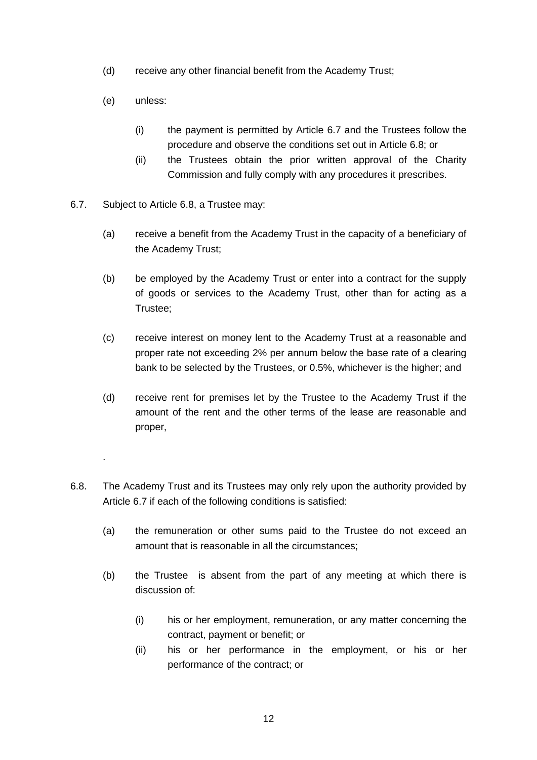(d) receive any other financial benefit from the Academy Trust;

(e) unless:

   (i) the payment is permitted by Article 6.7 and the Trustees follow the procedure and observe the conditions set out in Article 6.8; or
   (ii) the Trustees obtain the prior written approval of the Charity Commission and fully comply with any procedures it prescribes.

6.7. Subject to Article 6.8, a Trustee may:

(a) receive a benefit from the Academy Trust in the capacity of a beneficiary of the Academy Trust;

(b) be employed by the Academy Trust or enter into a contract for the supply of goods or services to the Academy Trust, other than for acting as a Trustee;

(c) receive interest on money lent to the Academy Trust at a reasonable and proper rate not exceeding 2% per annum below the base rate of a clearing bank to be selected by the Trustees, or 0.5%, whichever is the higher; and

(d) receive rent for premises let by the Trustee to the Academy Trust if the amount of the rent and the other terms of the lease are reasonable and proper,

.

6.8. The Academy Trust and its Trustees may only rely upon the authority provided by Article 6.7 if each of the following conditions is satisfied:

(a) the remuneration or other sums paid to the Trustee do not exceed an amount that is reasonable in all the circumstances;

(b) the Trustee is absent from the part of any meeting at which there is discussion of:

   (i) his or her employment, remuneration, or any matter concerning the contract, payment or benefit; or
   (ii) his or her performance in the employment, or his or her performance of the contract; or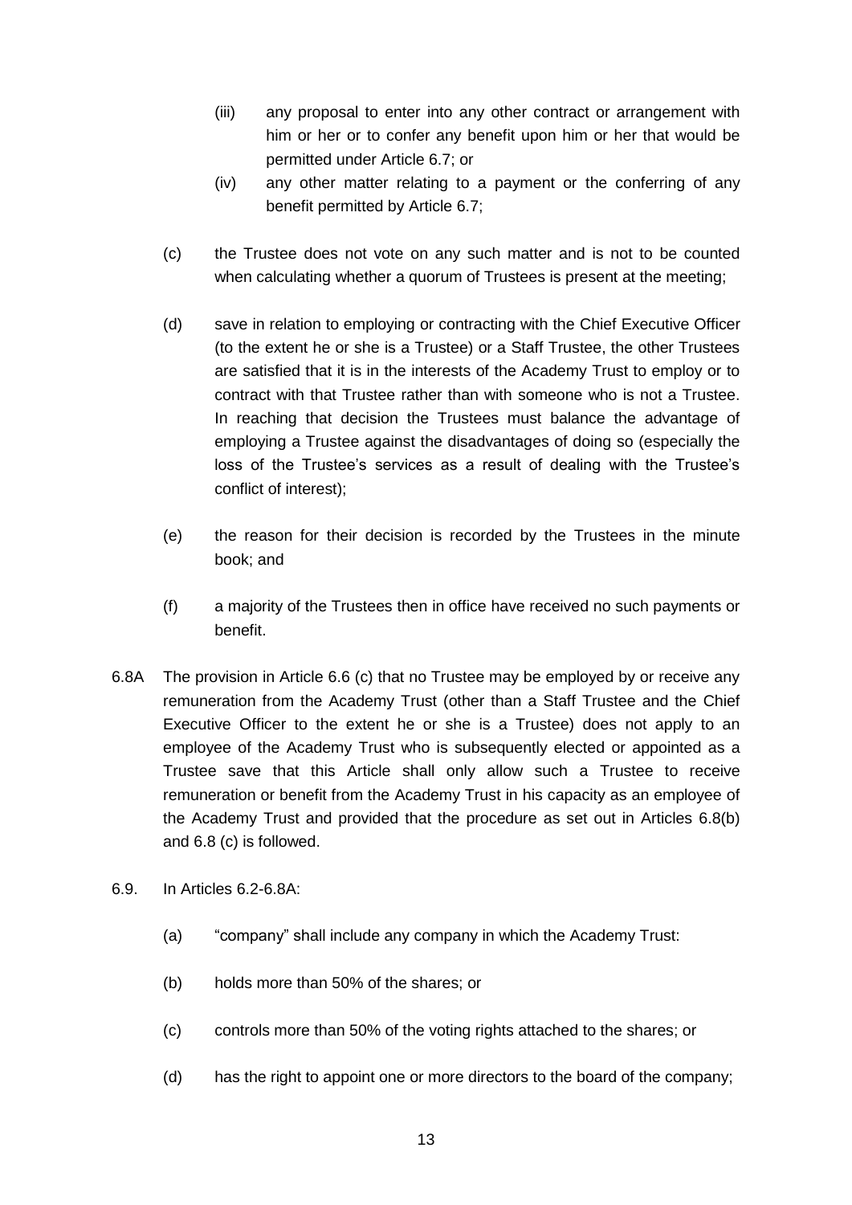- (iii) any proposal to enter into any other contract or arrangement with him or her or to confer any benefit upon him or her that would be permitted under Article 6.7; or
- (iv) any other matter relating to a payment or the conferring of any benefit permitted by Article 6.7;

- (c) the Trustee does not vote on any such matter and is not to be counted when calculating whether a quorum of Trustees is present at the meeting;

- (d) save in relation to employing or contracting with the Chief Executive Officer (to the extent he or she is a Trustee) or a Staff Trustee, the other Trustees are satisfied that it is in the interests of the Academy Trust to employ or to contract with that Trustee rather than with someone who is not a Trustee. In reaching that decision the Trustees must balance the advantage of employing a Trustee against the disadvantages of doing so (especially the loss of the Trustee's services as a result of dealing with the Trustee's conflict of interest);

- (e) the reason for their decision is recorded by the Trustees in the minute book; and

- (f) a majority of the Trustees then in office have received no such payments or benefit.

6.8A The provision in Article 6.6 (c) that no Trustee may be employed by or receive any remuneration from the Academy Trust (other than a Staff Trustee and the Chief Executive Officer to the extent he or she is a Trustee) does not apply to an employee of the Academy Trust who is subsequently elected or appointed as a Trustee save that this Article shall only allow such a Trustee to receive remuneration or benefit from the Academy Trust in his capacity as an employee of the Academy Trust and provided that the procedure as set out in Articles 6.8(b) and 6.8 (c) is followed.

6.9. In Articles 6.2-6.8A:

- (a) "company" shall include any company in which the Academy Trust:

- (b) holds more than 50% of the shares; or

- (c) controls more than 50% of the voting rights attached to the shares; or

- (d) has the right to appoint one or more directors to the board of the company;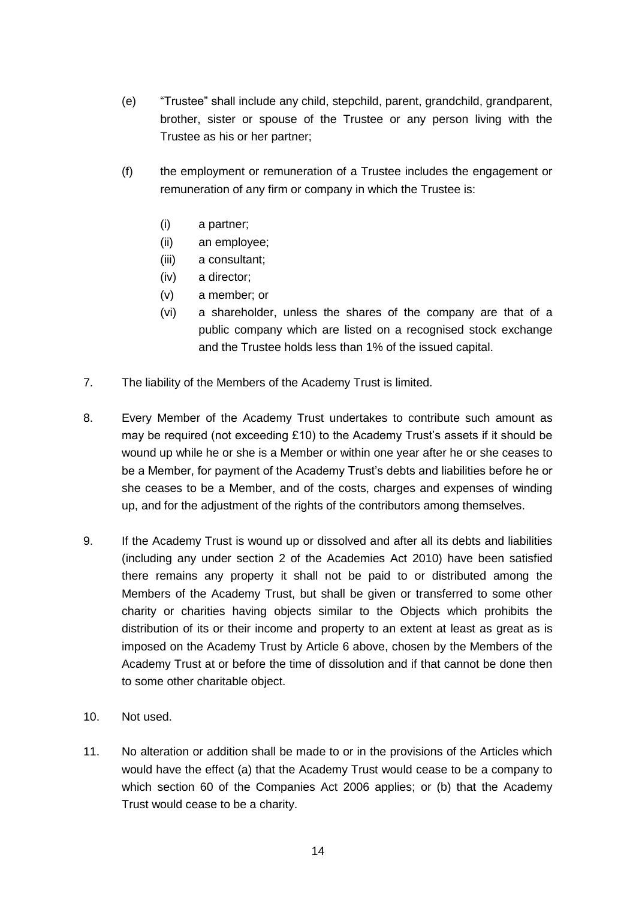(e) "Trustee" shall include any child, stepchild, parent, grandchild, grandparent, brother, sister or spouse of the Trustee or any person living with the Trustee as his or her partner;

(f) the employment or remuneration of a Trustee includes the engagement or remuneration of any firm or company in which the Trustee is:

   (i) a partner;
   (ii) an employee;
   (iii) a consultant;
   (iv) a director;
   (v) a member; or
   (vi) a shareholder, unless the shares of the company are that of a public company which are listed on a recognised stock exchange and the Trustee holds less than 1% of the issued capital.

7. The liability of the Members of the Academy Trust is limited.

8. Every Member of the Academy Trust undertakes to contribute such amount as may be required (not exceeding £10) to the Academy Trust's assets if it should be wound up while he or she is a Member or within one year after he or she ceases to be a Member, for payment of the Academy Trust's debts and liabilities before he or she ceases to be a Member, and of the costs, charges and expenses of winding up, and for the adjustment of the rights of the contributors among themselves.

9. If the Academy Trust is wound up or dissolved and after all its debts and liabilities (including any under section 2 of the Academies Act 2010) have been satisfied there remains any property it shall not be paid to or distributed among the Members of the Academy Trust, but shall be given or transferred to some other charity or charities having objects similar to the Objects which prohibits the distribution of its or their income and property to an extent at least as great as is imposed on the Academy Trust by Article 6 above, chosen by the Members of the Academy Trust at or before the time of dissolution and if that cannot be done then to some other charitable object.

10. Not used.

11. No alteration or addition shall be made to or in the provisions of the Articles which would have the effect (a) that the Academy Trust would cease to be a company to which section 60 of the Companies Act 2006 applies; or (b) that the Academy Trust would cease to be a charity.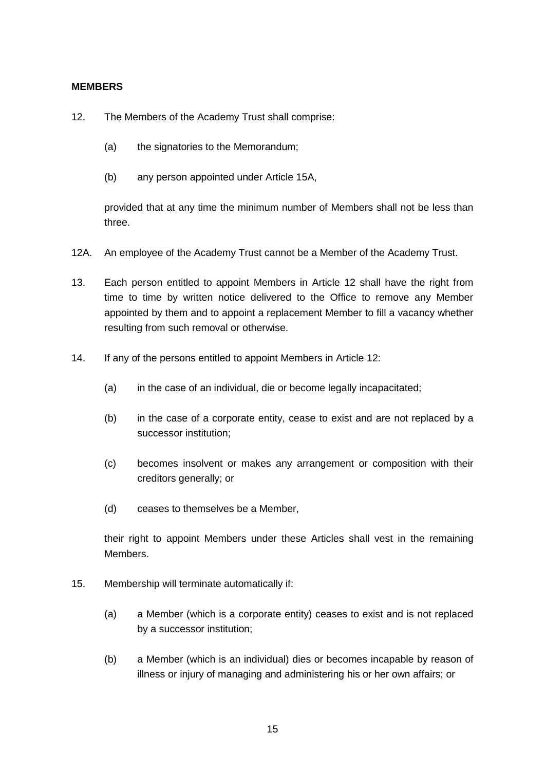**MEMBERS**

12. The Members of the Academy Trust shall comprise:

    (a) the signatories to the Memorandum;

    (b) any person appointed under Article 15A,

    provided that at any time the minimum number of Members shall not be less than three.

12A. An employee of the Academy Trust cannot be a Member of the Academy Trust.

13. Each person entitled to appoint Members in Article 12 shall have the right from time to time by written notice delivered to the Office to remove any Member appointed by them and to appoint a replacement Member to fill a vacancy whether resulting from such removal or otherwise.

14. If any of the persons entitled to appoint Members in Article 12:

    (a) in the case of an individual, die or become legally incapacitated;

    (b) in the case of a corporate entity, cease to exist and are not replaced by a successor institution;

    (c) becomes insolvent or makes any arrangement or composition with their creditors generally; or

    (d) ceases to themselves be a Member,

    their right to appoint Members under these Articles shall vest in the remaining Members.

15. Membership will terminate automatically if:

    (a) a Member (which is a corporate entity) ceases to exist and is not replaced by a successor institution;

    (b) a Member (which is an individual) dies or becomes incapable by reason of illness or injury of managing and administering his or her own affairs; or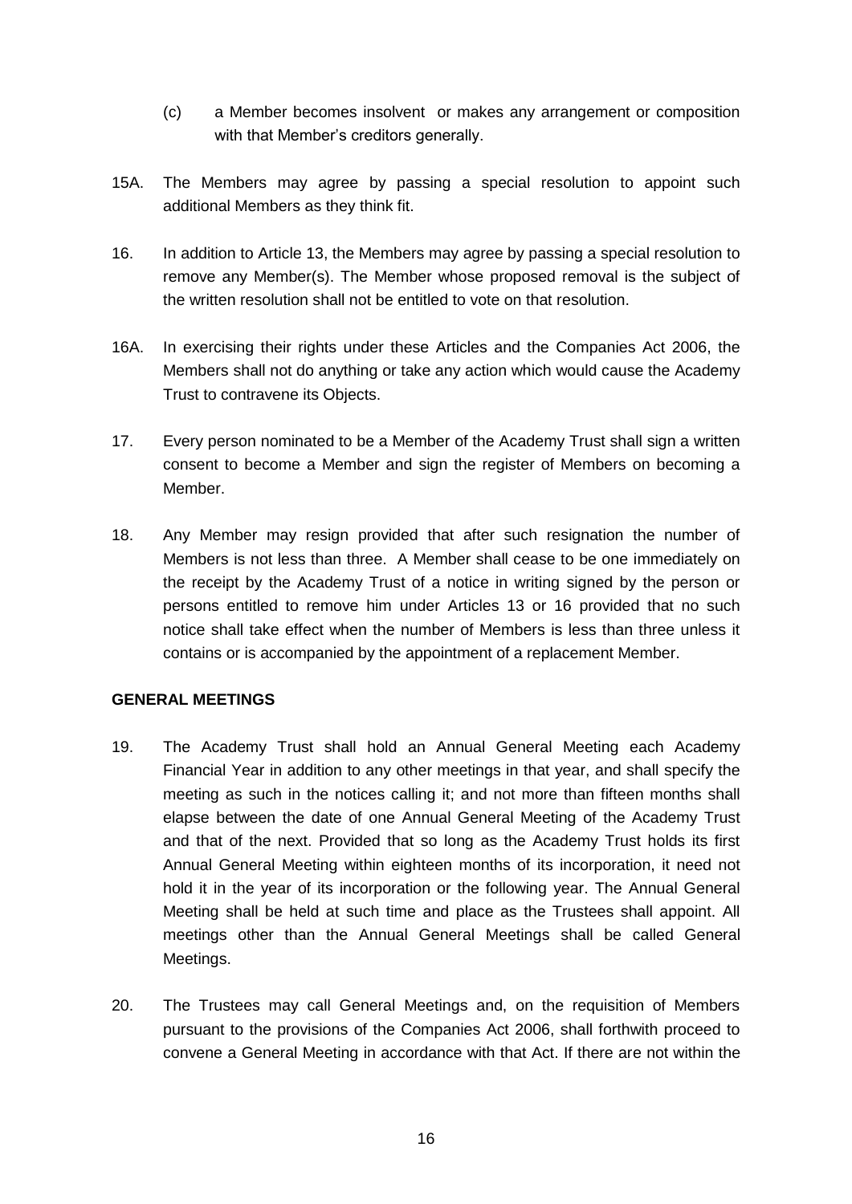(c) a Member becomes insolvent or makes any arrangement or composition with that Member's creditors generally.

15A. The Members may agree by passing a special resolution to appoint such additional Members as they think fit.

16. In addition to Article 13, the Members may agree by passing a special resolution to remove any Member(s). The Member whose proposed removal is the subject of the written resolution shall not be entitled to vote on that resolution.

16A. In exercising their rights under these Articles and the Companies Act 2006, the Members shall not do anything or take any action which would cause the Academy Trust to contravene its Objects.

17. Every person nominated to be a Member of the Academy Trust shall sign a written consent to become a Member and sign the register of Members on becoming a Member.

18. Any Member may resign provided that after such resignation the number of Members is not less than three. A Member shall cease to be one immediately on the receipt by the Academy Trust of a notice in writing signed by the person or persons entitled to remove him under Articles 13 or 16 provided that no such notice shall take effect when the number of Members is less than three unless it contains or is accompanied by the appointment of a replacement Member.

**GENERAL MEETINGS**

19. The Academy Trust shall hold an Annual General Meeting each Academy Financial Year in addition to any other meetings in that year, and shall specify the meeting as such in the notices calling it; and not more than fifteen months shall elapse between the date of one Annual General Meeting of the Academy Trust and that of the next. Provided that so long as the Academy Trust holds its first Annual General Meeting within eighteen months of its incorporation, it need not hold it in the year of its incorporation or the following year. The Annual General Meeting shall be held at such time and place as the Trustees shall appoint. All meetings other than the Annual General Meetings shall be called General Meetings.

20. The Trustees may call General Meetings and, on the requisition of Members pursuant to the provisions of the Companies Act 2006, shall forthwith proceed to convene a General Meeting in accordance with that Act. If there are not within the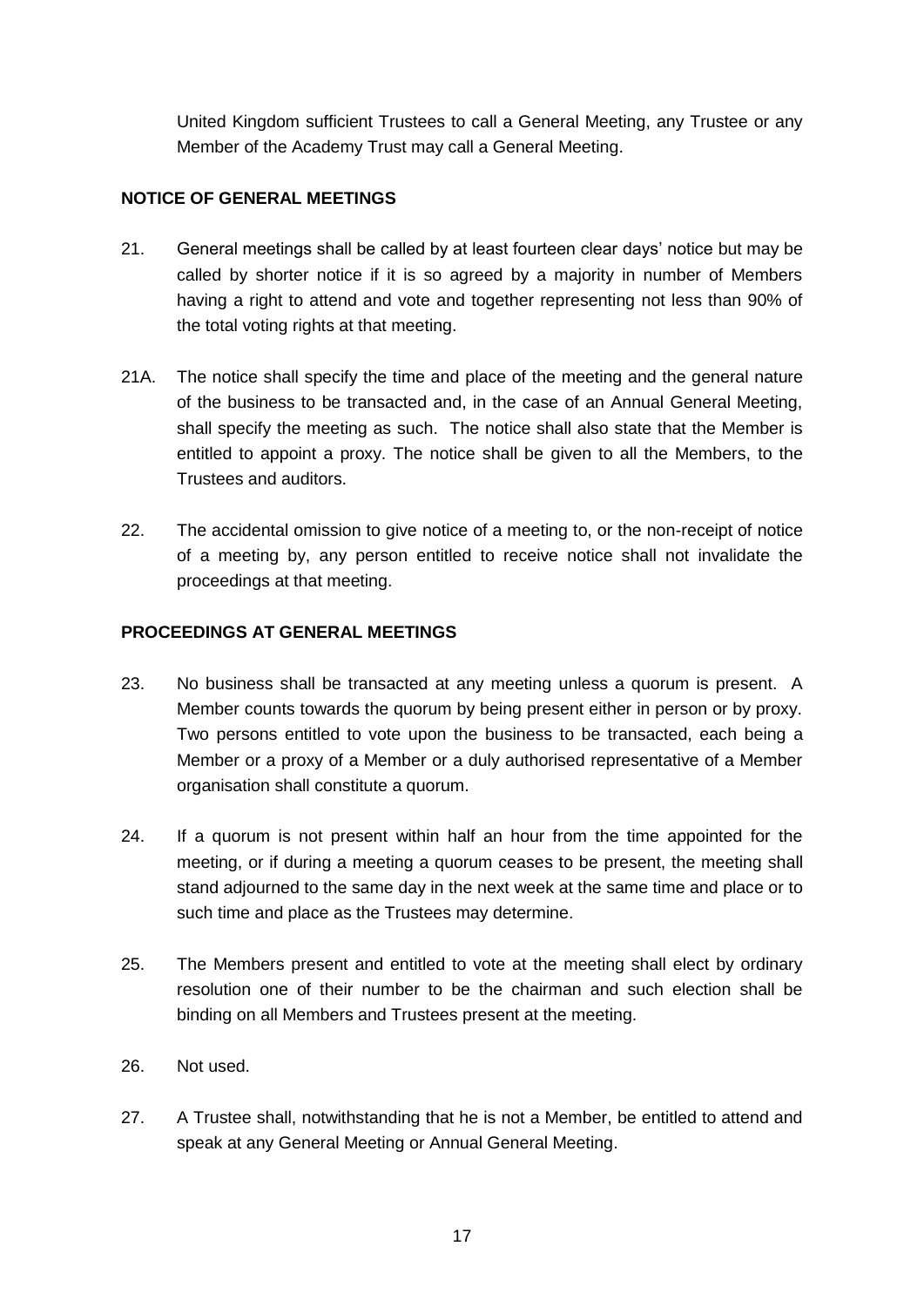United Kingdom sufficient Trustees to call a General Meeting, any Trustee or any Member of the Academy Trust may call a General Meeting.

**NOTICE OF GENERAL MEETINGS**

21. General meetings shall be called by at least fourteen clear days' notice but may be called by shorter notice if it is so agreed by a majority in number of Members having a right to attend and vote and together representing not less than 90% of the total voting rights at that meeting.

21A. The notice shall specify the time and place of the meeting and the general nature of the business to be transacted and, in the case of an Annual General Meeting, shall specify the meeting as such. The notice shall also state that the Member is entitled to appoint a proxy. The notice shall be given to all the Members, to the Trustees and auditors.

22. The accidental omission to give notice of a meeting to, or the non-receipt of notice of a meeting by, any person entitled to receive notice shall not invalidate the proceedings at that meeting.

**PROCEEDINGS AT GENERAL MEETINGS**

23. No business shall be transacted at any meeting unless a quorum is present. A Member counts towards the quorum by being present either in person or by proxy. Two persons entitled to vote upon the business to be transacted, each being a Member or a proxy of a Member or a duly authorised representative of a Member organisation shall constitute a quorum.

24. If a quorum is not present within half an hour from the time appointed for the meeting, or if during a meeting a quorum ceases to be present, the meeting shall stand adjourned to the same day in the next week at the same time and place or to such time and place as the Trustees may determine.

25. The Members present and entitled to vote at the meeting shall elect by ordinary resolution one of their number to be the chairman and such election shall be binding on all Members and Trustees present at the meeting.

26. Not used.

27. A Trustee shall, notwithstanding that he is not a Member, be entitled to attend and speak at any General Meeting or Annual General Meeting.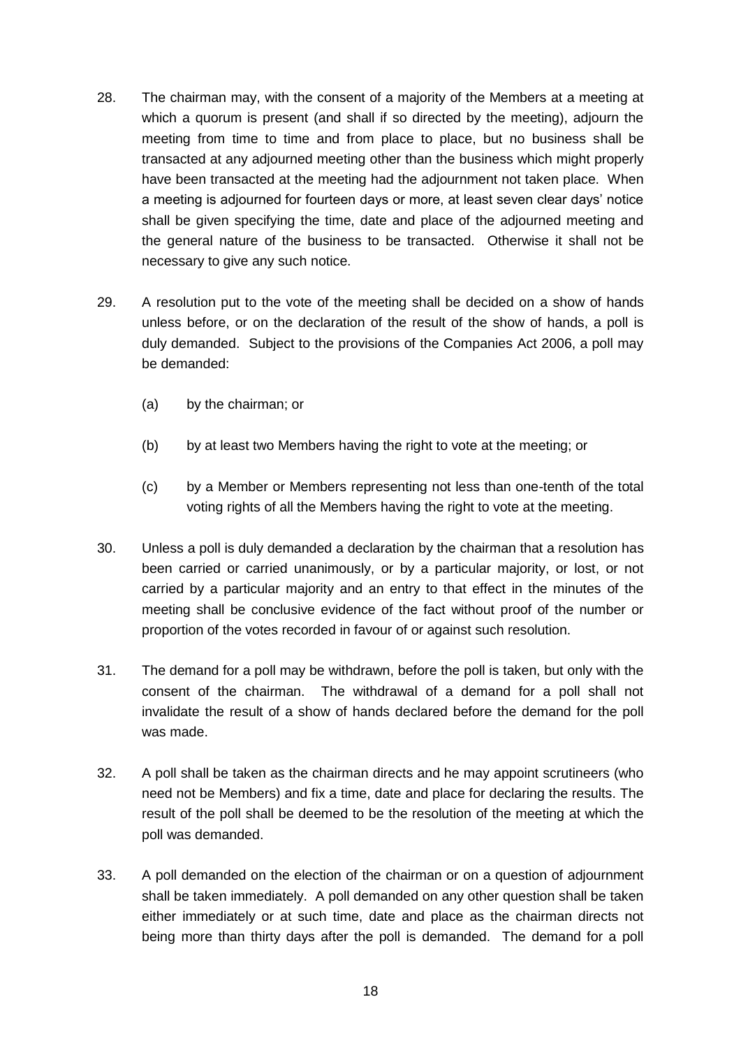28. The chairman may, with the consent of a majority of the Members at a meeting at which a quorum is present (and shall if so directed by the meeting), adjourn the meeting from time to time and from place to place, but no business shall be transacted at any adjourned meeting other than the business which might properly have been transacted at the meeting had the adjournment not taken place. When a meeting is adjourned for fourteen days or more, at least seven clear days' notice shall be given specifying the time, date and place of the adjourned meeting and the general nature of the business to be transacted. Otherwise it shall not be necessary to give any such notice.

29. A resolution put to the vote of the meeting shall be decided on a show of hands unless before, or on the declaration of the result of the show of hands, a poll is duly demanded. Subject to the provisions of the Companies Act 2006, a poll may be demanded:

    (a) by the chairman; or

    (b) by at least two Members having the right to vote at the meeting; or

    (c) by a Member or Members representing not less than one-tenth of the total voting rights of all the Members having the right to vote at the meeting.

30. Unless a poll is duly demanded a declaration by the chairman that a resolution has been carried or carried unanimously, or by a particular majority, or lost, or not carried by a particular majority and an entry to that effect in the minutes of the meeting shall be conclusive evidence of the fact without proof of the number or proportion of the votes recorded in favour of or against such resolution.

31. The demand for a poll may be withdrawn, before the poll is taken, but only with the consent of the chairman. The withdrawal of a demand for a poll shall not invalidate the result of a show of hands declared before the demand for the poll was made.

32. A poll shall be taken as the chairman directs and he may appoint scrutineers (who need not be Members) and fix a time, date and place for declaring the results. The result of the poll shall be deemed to be the resolution of the meeting at which the poll was demanded.

33. A poll demanded on the election of the chairman or on a question of adjournment shall be taken immediately. A poll demanded on any other question shall be taken either immediately or at such time, date and place as the chairman directs not being more than thirty days after the poll is demanded. The demand for a poll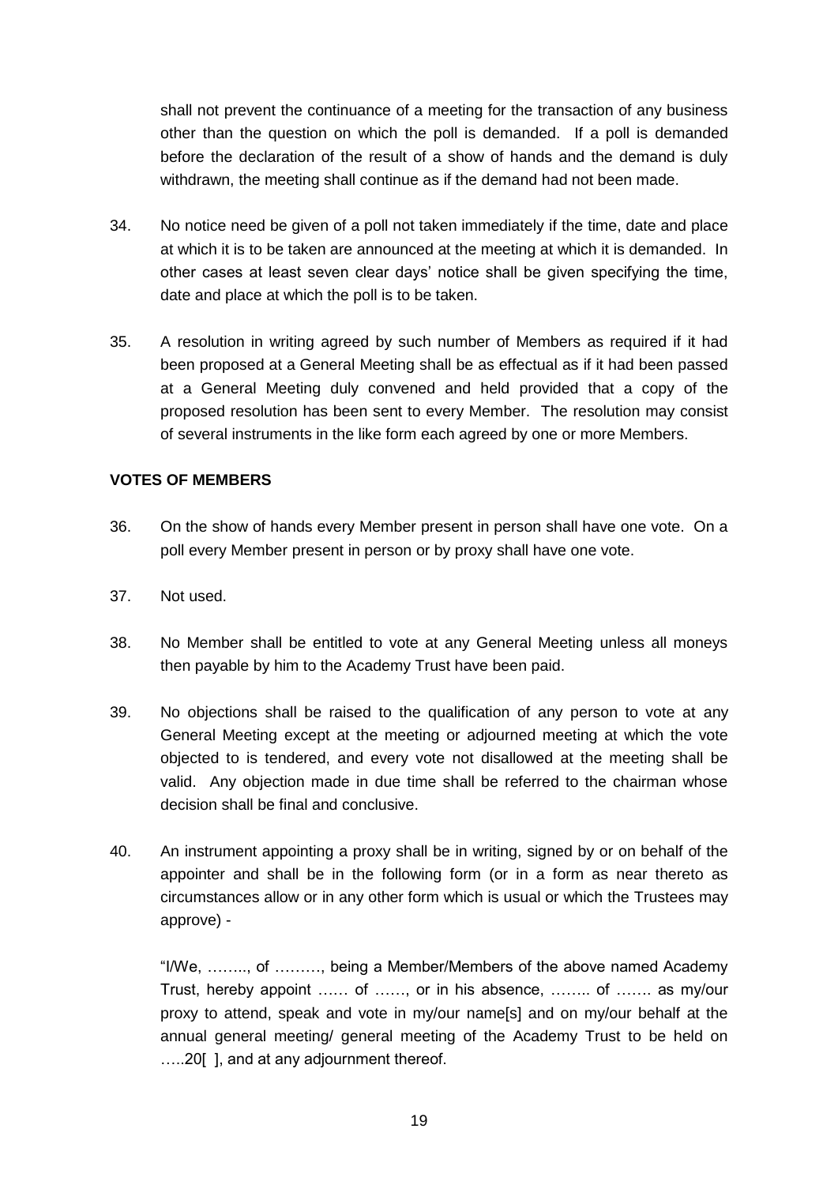shall not prevent the continuance of a meeting for the transaction of any business other than the question on which the poll is demanded. If a poll is demanded before the declaration of the result of a show of hands and the demand is duly withdrawn, the meeting shall continue as if the demand had not been made.

34. No notice need be given of a poll not taken immediately if the time, date and place at which it is to be taken are announced at the meeting at which it is demanded. In other cases at least seven clear days' notice shall be given specifying the time, date and place at which the poll is to be taken.

35. A resolution in writing agreed by such number of Members as required if it had been proposed at a General Meeting shall be as effectual as if it had been passed at a General Meeting duly convened and held provided that a copy of the proposed resolution has been sent to every Member. The resolution may consist of several instruments in the like form each agreed by one or more Members.

**VOTES OF MEMBERS**

36. On the show of hands every Member present in person shall have one vote. On a poll every Member present in person or by proxy shall have one vote.

37. Not used.

38. No Member shall be entitled to vote at any General Meeting unless all moneys then payable by him to the Academy Trust have been paid.

39. No objections shall be raised to the qualification of any person to vote at any General Meeting except at the meeting or adjourned meeting at which the vote objected to is tendered, and every vote not disallowed at the meeting shall be valid. Any objection made in due time shall be referred to the chairman whose decision shall be final and conclusive.

40. An instrument appointing a proxy shall be in writing, signed by or on behalf of the appointer and shall be in the following form (or in a form as near thereto as circumstances allow or in any other form which is usual or which the Trustees may approve) -

"I/We, …….., of ………, being a Member/Members of the above named Academy Trust, hereby appoint …… of ……, or in his absence, …….. of ……. as my/our proxy to attend, speak and vote in my/our name[s] and on my/our behalf at the annual general meeting/ general meeting of the Academy Trust to be held on …..20[ ], and at any adjournment thereof.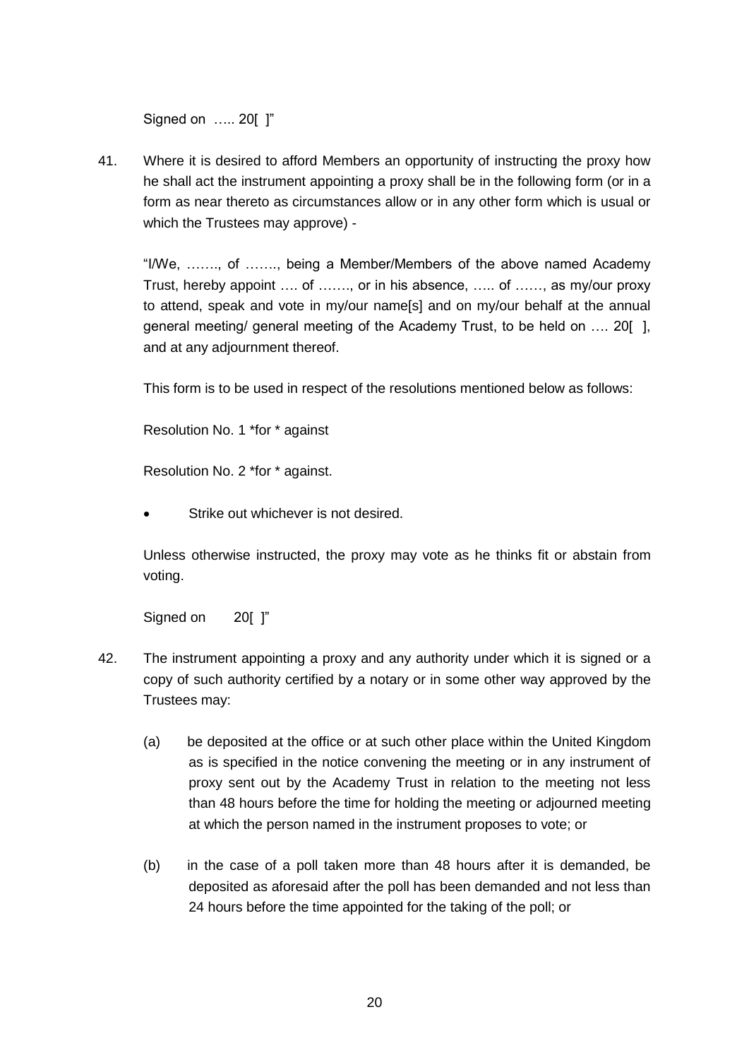Signed on ….. 20[ ]"

41. Where it is desired to afford Members an opportunity of instructing the proxy how he shall act the instrument appointing a proxy shall be in the following form (or in a form as near thereto as circumstances allow or in any other form which is usual or which the Trustees may approve) -

   "I/We, ……., of ……., being a Member/Members of the above named Academy Trust, hereby appoint …. of ……., or in his absence, ….. of ……, as my/our proxy to attend, speak and vote in my/our name[s] and on my/our behalf at the annual general meeting/ general meeting of the Academy Trust, to be held on …. 20[ ], and at any adjournment thereof.

   This form is to be used in respect of the resolutions mentioned below as follows:

   Resolution No. 1 *for * against

   Resolution No. 2 *for * against.

   - Strike out whichever is not desired.

   Unless otherwise instructed, the proxy may vote as he thinks fit or abstain from voting.

   Signed on 20[ ]"

42. The instrument appointing a proxy and any authority under which it is signed or a copy of such authority certified by a notary or in some other way approved by the Trustees may:

   (a) be deposited at the office or at such other place within the United Kingdom as is specified in the notice convening the meeting or in any instrument of proxy sent out by the Academy Trust in relation to the meeting not less than 48 hours before the time for holding the meeting or adjourned meeting at which the person named in the instrument proposes to vote; or

   (b) in the case of a poll taken more than 48 hours after it is demanded, be deposited as aforesaid after the poll has been demanded and not less than 24 hours before the time appointed for the taking of the poll; or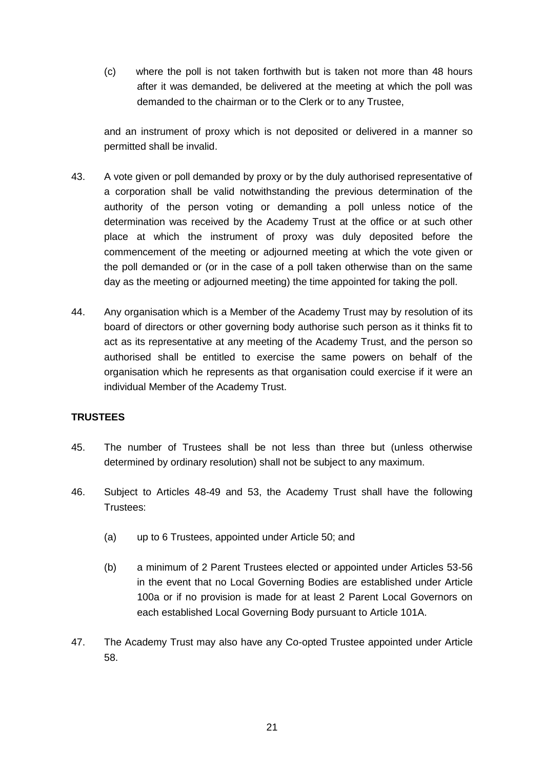(c) where the poll is not taken forthwith but is taken not more than 48 hours after it was demanded, be delivered at the meeting at which the poll was demanded to the chairman or to the Clerk or to any Trustee,

and an instrument of proxy which is not deposited or delivered in a manner so permitted shall be invalid.

43. A vote given or poll demanded by proxy or by the duly authorised representative of a corporation shall be valid notwithstanding the previous determination of the authority of the person voting or demanding a poll unless notice of the determination was received by the Academy Trust at the office or at such other place at which the instrument of proxy was duly deposited before the commencement of the meeting or adjourned meeting at which the vote given or the poll demanded or (or in the case of a poll taken otherwise than on the same day as the meeting or adjourned meeting) the time appointed for taking the poll.

44. Any organisation which is a Member of the Academy Trust may by resolution of its board of directors or other governing body authorise such person as it thinks fit to act as its representative at any meeting of the Academy Trust, and the person so authorised shall be entitled to exercise the same powers on behalf of the organisation which he represents as that organisation could exercise if it were an individual Member of the Academy Trust.

**TRUSTEES**

45. The number of Trustees shall be not less than three but (unless otherwise determined by ordinary resolution) shall not be subject to any maximum.

46. Subject to Articles 48-49 and 53, the Academy Trust shall have the following Trustees:

    (a) up to 6 Trustees, appointed under Article 50; and

    (b) a minimum of 2 Parent Trustees elected or appointed under Articles 53-56 in the event that no Local Governing Bodies are established under Article 100a or if no provision is made for at least 2 Parent Local Governors on each established Local Governing Body pursuant to Article 101A.

47. The Academy Trust may also have any Co-opted Trustee appointed under Article 58.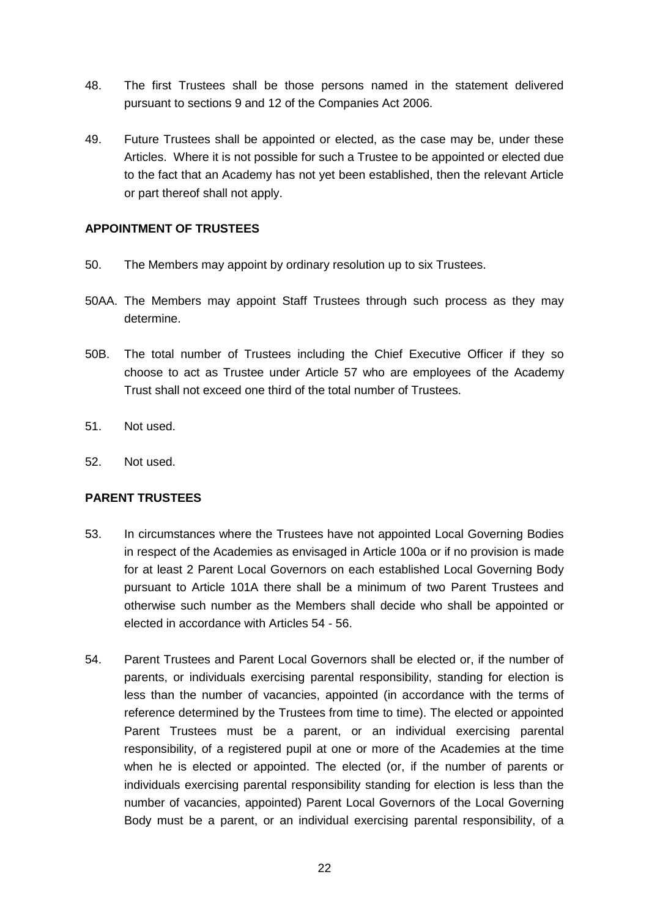48. The first Trustees shall be those persons named in the statement delivered pursuant to sections 9 and 12 of the Companies Act 2006.

49. Future Trustees shall be appointed or elected, as the case may be, under these Articles. Where it is not possible for such a Trustee to be appointed or elected due to the fact that an Academy has not yet been established, then the relevant Article or part thereof shall not apply.

**APPOINTMENT OF TRUSTEES**

50. The Members may appoint by ordinary resolution up to six Trustees.

50AA. The Members may appoint Staff Trustees through such process as they may determine.

50B. The total number of Trustees including the Chief Executive Officer if they so choose to act as Trustee under Article 57 who are employees of the Academy Trust shall not exceed one third of the total number of Trustees.

51. Not used.

52. Not used.

**PARENT TRUSTEES**

53. In circumstances where the Trustees have not appointed Local Governing Bodies in respect of the Academies as envisaged in Article 100a or if no provision is made for at least 2 Parent Local Governors on each established Local Governing Body pursuant to Article 101A there shall be a minimum of two Parent Trustees and otherwise such number as the Members shall decide who shall be appointed or elected in accordance with Articles 54 - 56.

54. Parent Trustees and Parent Local Governors shall be elected or, if the number of parents, or individuals exercising parental responsibility, standing for election is less than the number of vacancies, appointed (in accordance with the terms of reference determined by the Trustees from time to time). The elected or appointed Parent Trustees must be a parent, or an individual exercising parental responsibility, of a registered pupil at one or more of the Academies at the time when he is elected or appointed. The elected (or, if the number of parents or individuals exercising parental responsibility standing for election is less than the number of vacancies, appointed) Parent Local Governors of the Local Governing Body must be a parent, or an individual exercising parental responsibility, of a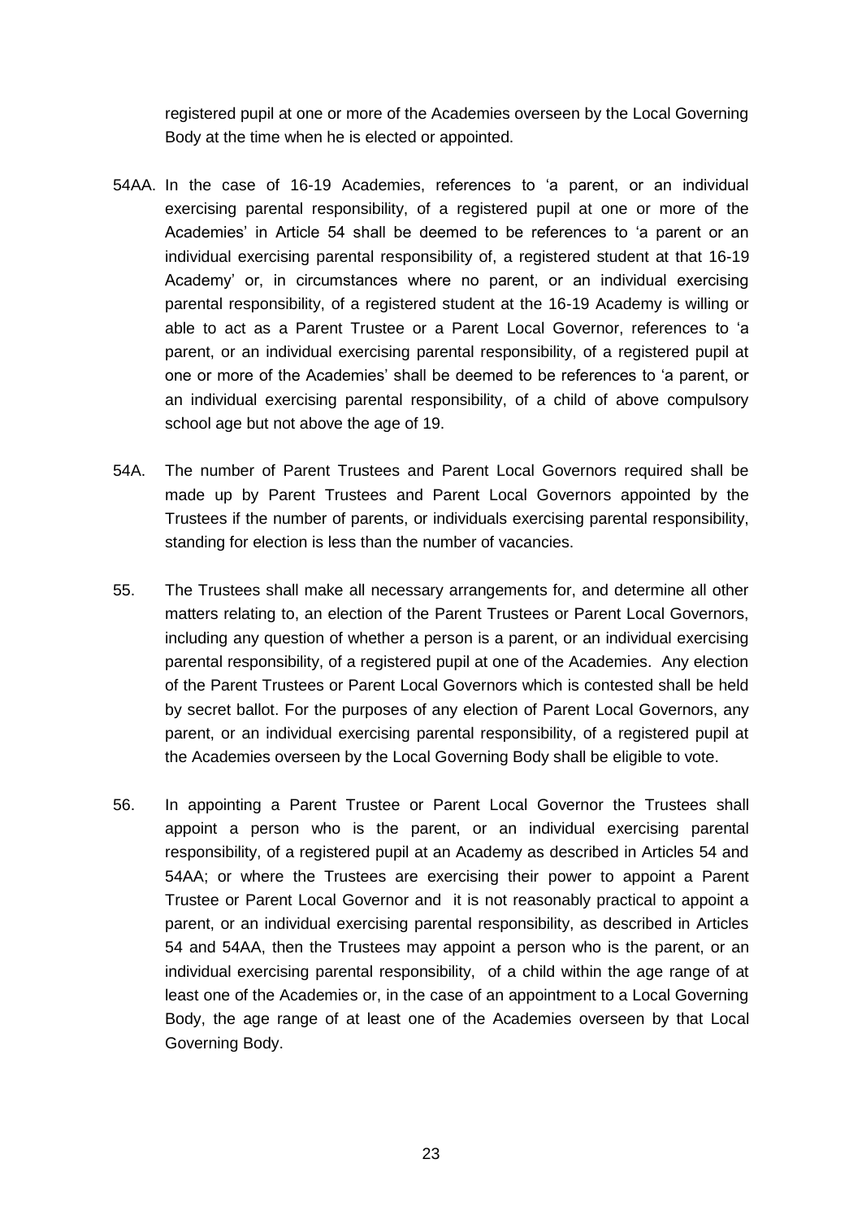registered pupil at one or more of the Academies overseen by the Local Governing Body at the time when he is elected or appointed.

54AA. In the case of 16-19 Academies, references to 'a parent, or an individual exercising parental responsibility, of a registered pupil at one or more of the Academies' in Article 54 shall be deemed to be references to 'a parent or an individual exercising parental responsibility of, a registered student at that 16-19 Academy' or, in circumstances where no parent, or an individual exercising parental responsibility, of a registered student at the 16-19 Academy is willing or able to act as a Parent Trustee or a Parent Local Governor, references to 'a parent, or an individual exercising parental responsibility, of a registered pupil at one or more of the Academies' shall be deemed to be references to 'a parent, or an individual exercising parental responsibility, of a child of above compulsory school age but not above the age of 19.

54A. The number of Parent Trustees and Parent Local Governors required shall be made up by Parent Trustees and Parent Local Governors appointed by the Trustees if the number of parents, or individuals exercising parental responsibility, standing for election is less than the number of vacancies.

55. The Trustees shall make all necessary arrangements for, and determine all other matters relating to, an election of the Parent Trustees or Parent Local Governors, including any question of whether a person is a parent, or an individual exercising parental responsibility, of a registered pupil at one of the Academies. Any election of the Parent Trustees or Parent Local Governors which is contested shall be held by secret ballot. For the purposes of any election of Parent Local Governors, any parent, or an individual exercising parental responsibility, of a registered pupil at the Academies overseen by the Local Governing Body shall be eligible to vote.

56. In appointing a Parent Trustee or Parent Local Governor the Trustees shall appoint a person who is the parent, or an individual exercising parental responsibility, of a registered pupil at an Academy as described in Articles 54 and 54AA; or where the Trustees are exercising their power to appoint a Parent Trustee or Parent Local Governor and it is not reasonably practical to appoint a parent, or an individual exercising parental responsibility, as described in Articles 54 and 54AA, then the Trustees may appoint a person who is the parent, or an individual exercising parental responsibility, of a child within the age range of at least one of the Academies or, in the case of an appointment to a Local Governing Body, the age range of at least one of the Academies overseen by that Local Governing Body.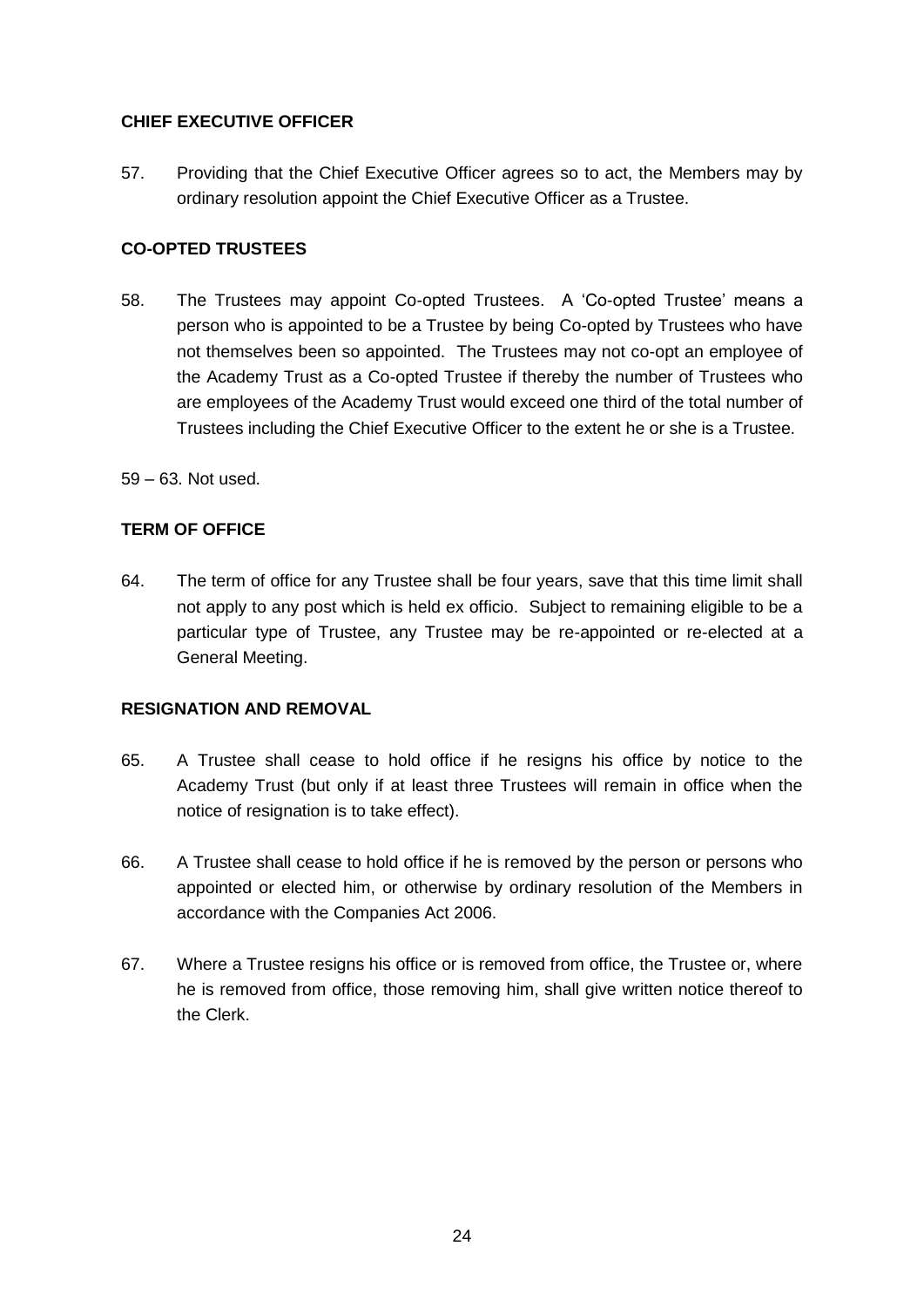**CHIEF EXECUTIVE OFFICER**

57. Providing that the Chief Executive Officer agrees so to act, the Members may by ordinary resolution appoint the Chief Executive Officer as a Trustee.

**CO-OPTED TRUSTEES**

58. The Trustees may appoint Co-opted Trustees. A 'Co-opted Trustee' means a person who is appointed to be a Trustee by being Co-opted by Trustees who have not themselves been so appointed. The Trustees may not co-opt an employee of the Academy Trust as a Co-opted Trustee if thereby the number of Trustees who are employees of the Academy Trust would exceed one third of the total number of Trustees including the Chief Executive Officer to the extent he or she is a Trustee.

59 – 63. Not used.

**TERM OF OFFICE**

64. The term of office for any Trustee shall be four years, save that this time limit shall not apply to any post which is held ex officio. Subject to remaining eligible to be a particular type of Trustee, any Trustee may be re-appointed or re-elected at a General Meeting.

**RESIGNATION AND REMOVAL**

65. A Trustee shall cease to hold office if he resigns his office by notice to the Academy Trust (but only if at least three Trustees will remain in office when the notice of resignation is to take effect).

66. A Trustee shall cease to hold office if he is removed by the person or persons who appointed or elected him, or otherwise by ordinary resolution of the Members in accordance with the Companies Act 2006.

67. Where a Trustee resigns his office or is removed from office, the Trustee or, where he is removed from office, those removing him, shall give written notice thereof to the Clerk.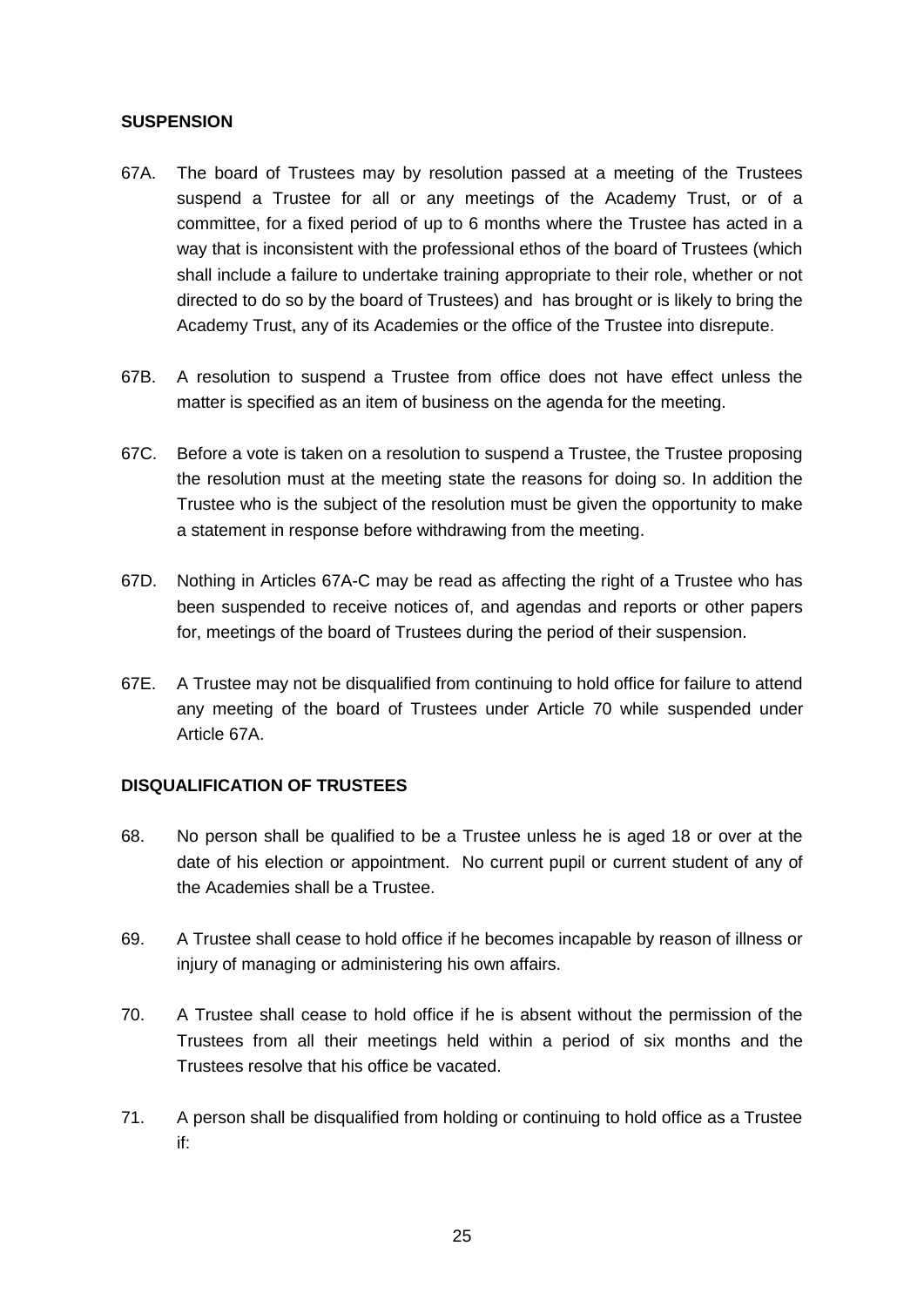**SUSPENSION**

67A. The board of Trustees may by resolution passed at a meeting of the Trustees suspend a Trustee for all or any meetings of the Academy Trust, or of a committee, for a fixed period of up to 6 months where the Trustee has acted in a way that is inconsistent with the professional ethos of the board of Trustees (which shall include a failure to undertake training appropriate to their role, whether or not directed to do so by the board of Trustees) and has brought or is likely to bring the Academy Trust, any of its Academies or the office of the Trustee into disrepute.

67B. A resolution to suspend a Trustee from office does not have effect unless the matter is specified as an item of business on the agenda for the meeting.

67C. Before a vote is taken on a resolution to suspend a Trustee, the Trustee proposing the resolution must at the meeting state the reasons for doing so. In addition the Trustee who is the subject of the resolution must be given the opportunity to make a statement in response before withdrawing from the meeting.

67D. Nothing in Articles 67A-C may be read as affecting the right of a Trustee who has been suspended to receive notices of, and agendas and reports or other papers for, meetings of the board of Trustees during the period of their suspension.

67E. A Trustee may not be disqualified from continuing to hold office for failure to attend any meeting of the board of Trustees under Article 70 while suspended under Article 67A.

**DISQUALIFICATION OF TRUSTEES**

68. No person shall be qualified to be a Trustee unless he is aged 18 or over at the date of his election or appointment. No current pupil or current student of any of the Academies shall be a Trustee.

69. A Trustee shall cease to hold office if he becomes incapable by reason of illness or injury of managing or administering his own affairs.

70. A Trustee shall cease to hold office if he is absent without the permission of the Trustees from all their meetings held within a period of six months and the Trustees resolve that his office be vacated.

71. A person shall be disqualified from holding or continuing to hold office as a Trustee if: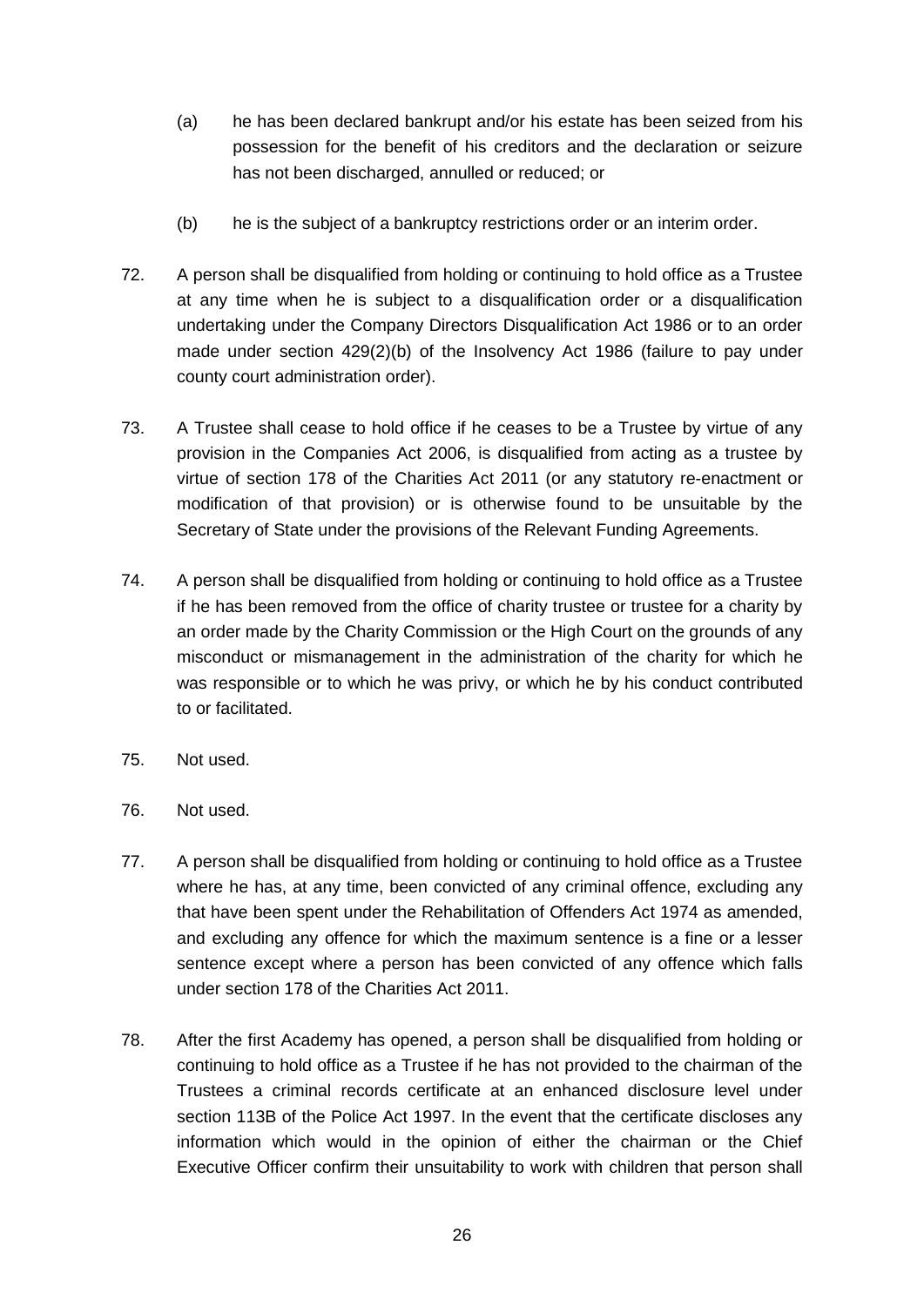(a) he has been declared bankrupt and/or his estate has been seized from his possession for the benefit of his creditors and the declaration or seizure has not been discharged, annulled or reduced; or

(b) he is the subject of a bankruptcy restrictions order or an interim order.

72. A person shall be disqualified from holding or continuing to hold office as a Trustee at any time when he is subject to a disqualification order or a disqualification undertaking under the Company Directors Disqualification Act 1986 or to an order made under section 429(2)(b) of the Insolvency Act 1986 (failure to pay under county court administration order).

73. A Trustee shall cease to hold office if he ceases to be a Trustee by virtue of any provision in the Companies Act 2006, is disqualified from acting as a trustee by virtue of section 178 of the Charities Act 2011 (or any statutory re-enactment or modification of that provision) or is otherwise found to be unsuitable by the Secretary of State under the provisions of the Relevant Funding Agreements.

74. A person shall be disqualified from holding or continuing to hold office as a Trustee if he has been removed from the office of charity trustee or trustee for a charity by an order made by the Charity Commission or the High Court on the grounds of any misconduct or mismanagement in the administration of the charity for which he was responsible or to which he was privy, or which he by his conduct contributed to or facilitated.

75. Not used.

76. Not used.

77. A person shall be disqualified from holding or continuing to hold office as a Trustee where he has, at any time, been convicted of any criminal offence, excluding any that have been spent under the Rehabilitation of Offenders Act 1974 as amended, and excluding any offence for which the maximum sentence is a fine or a lesser sentence except where a person has been convicted of any offence which falls under section 178 of the Charities Act 2011.

78. After the first Academy has opened, a person shall be disqualified from holding or continuing to hold office as a Trustee if he has not provided to the chairman of the Trustees a criminal records certificate at an enhanced disclosure level under section 113B of the Police Act 1997. In the event that the certificate discloses any information which would in the opinion of either the chairman or the Chief Executive Officer confirm their unsuitability to work with children that person shall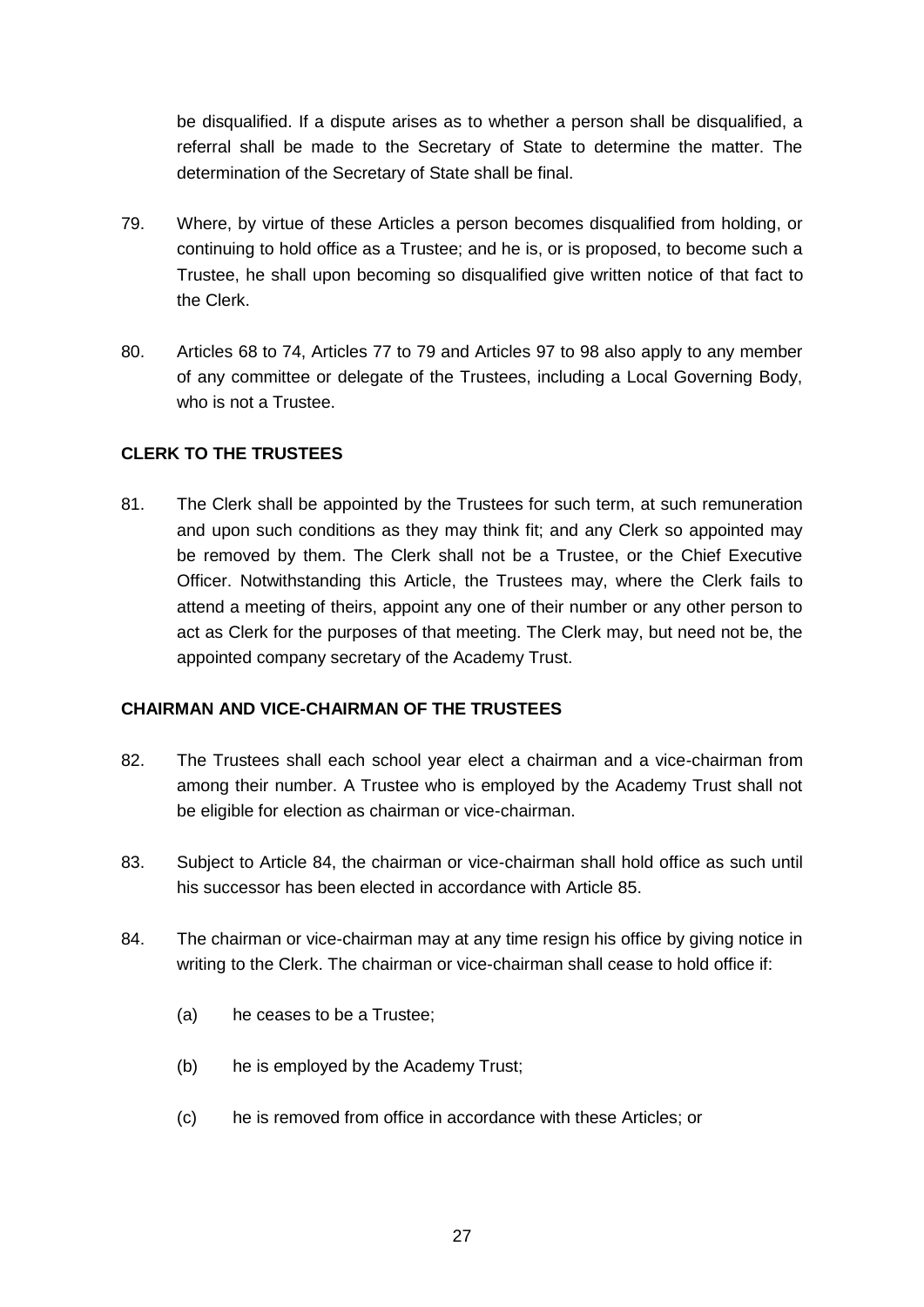be disqualified. If a dispute arises as to whether a person shall be disqualified, a referral shall be made to the Secretary of State to determine the matter. The determination of the Secretary of State shall be final.

79. Where, by virtue of these Articles a person becomes disqualified from holding, or continuing to hold office as a Trustee; and he is, or is proposed, to become such a Trustee, he shall upon becoming so disqualified give written notice of that fact to the Clerk.

80. Articles 68 to 74, Articles 77 to 79 and Articles 97 to 98 also apply to any member of any committee or delegate of the Trustees, including a Local Governing Body, who is not a Trustee.

**CLERK TO THE TRUSTEES**

81. The Clerk shall be appointed by the Trustees for such term, at such remuneration and upon such conditions as they may think fit; and any Clerk so appointed may be removed by them. The Clerk shall not be a Trustee, or the Chief Executive Officer. Notwithstanding this Article, the Trustees may, where the Clerk fails to attend a meeting of theirs, appoint any one of their number or any other person to act as Clerk for the purposes of that meeting. The Clerk may, but need not be, the appointed company secretary of the Academy Trust.

**CHAIRMAN AND VICE-CHAIRMAN OF THE TRUSTEES**

82. The Trustees shall each school year elect a chairman and a vice-chairman from among their number. A Trustee who is employed by the Academy Trust shall not be eligible for election as chairman or vice-chairman.

83. Subject to Article 84, the chairman or vice-chairman shall hold office as such until his successor has been elected in accordance with Article 85.

84. The chairman or vice-chairman may at any time resign his office by giving notice in writing to the Clerk. The chairman or vice-chairman shall cease to hold office if:

    (a) he ceases to be a Trustee;

    (b) he is employed by the Academy Trust;

    (c) he is removed from office in accordance with these Articles; or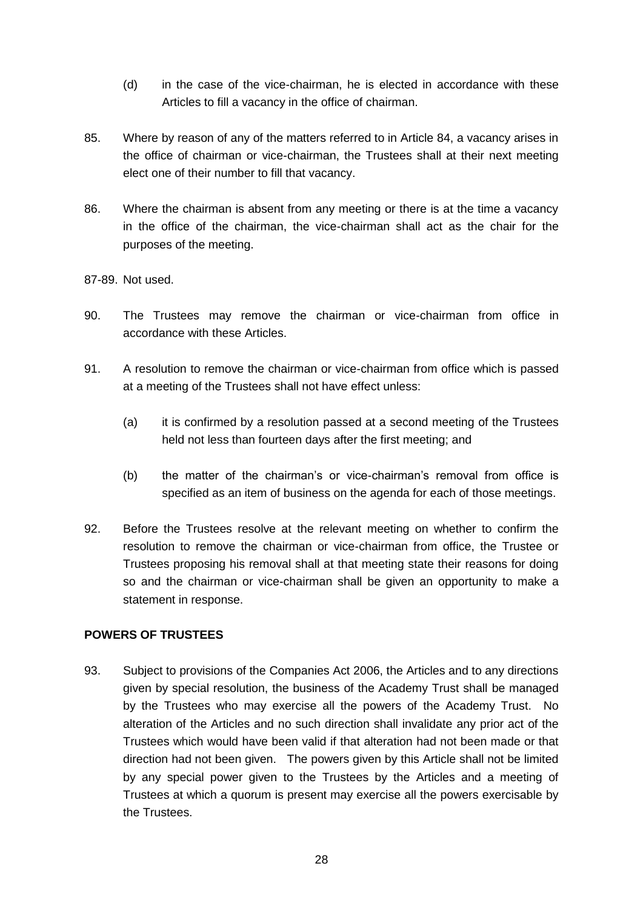(d) in the case of the vice-chairman, he is elected in accordance with these Articles to fill a vacancy in the office of chairman.

85. Where by reason of any of the matters referred to in Article 84, a vacancy arises in the office of chairman or vice-chairman, the Trustees shall at their next meeting elect one of their number to fill that vacancy.

86. Where the chairman is absent from any meeting or there is at the time a vacancy in the office of the chairman, the vice-chairman shall act as the chair for the purposes of the meeting.

87-89. Not used.

90. The Trustees may remove the chairman or vice-chairman from office in accordance with these Articles.

91. A resolution to remove the chairman or vice-chairman from office which is passed at a meeting of the Trustees shall not have effect unless:

   (a) it is confirmed by a resolution passed at a second meeting of the Trustees held not less than fourteen days after the first meeting; and

   (b) the matter of the chairman's or vice-chairman's removal from office is specified as an item of business on the agenda for each of those meetings.

92. Before the Trustees resolve at the relevant meeting on whether to confirm the resolution to remove the chairman or vice-chairman from office, the Trustee or Trustees proposing his removal shall at that meeting state their reasons for doing so and the chairman or vice-chairman shall be given an opportunity to make a statement in response.

**POWERS OF TRUSTEES**

93. Subject to provisions of the Companies Act 2006, the Articles and to any directions given by special resolution, the business of the Academy Trust shall be managed by the Trustees who may exercise all the powers of the Academy Trust. No alteration of the Articles and no such direction shall invalidate any prior act of the Trustees which would have been valid if that alteration had not been made or that direction had not been given. The powers given by this Article shall not be limited by any special power given to the Trustees by the Articles and a meeting of Trustees at which a quorum is present may exercise all the powers exercisable by the Trustees.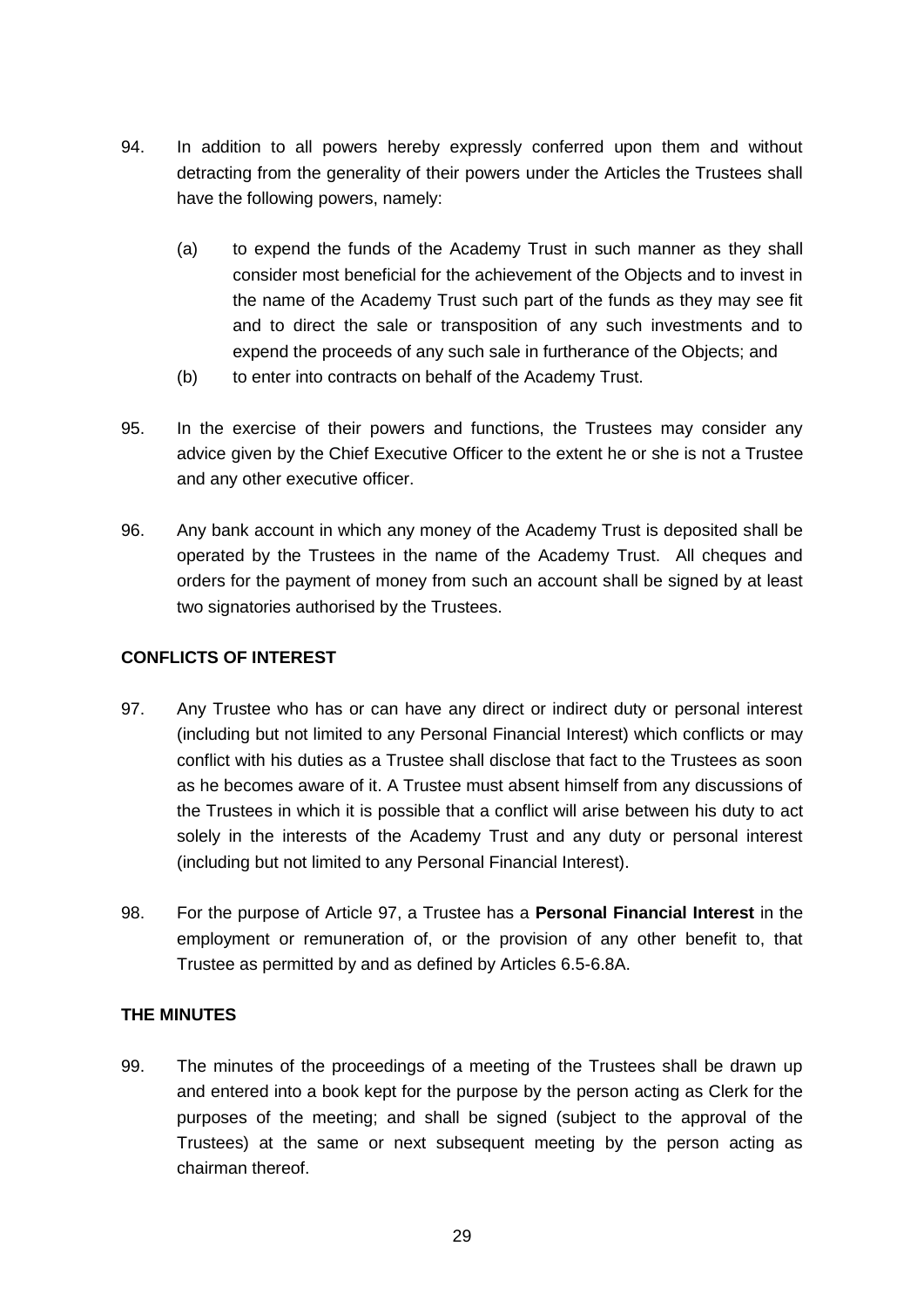94. In addition to all powers hereby expressly conferred upon them and without detracting from the generality of their powers under the Articles the Trustees shall have the following powers, namely:

    (a) to expend the funds of the Academy Trust in such manner as they shall consider most beneficial for the achievement of the Objects and to invest in the name of the Academy Trust such part of the funds as they may see fit and to direct the sale or transposition of any such investments and to expend the proceeds of any such sale in furtherance of the Objects; and

    (b) to enter into contracts on behalf of the Academy Trust.

95. In the exercise of their powers and functions, the Trustees may consider any advice given by the Chief Executive Officer to the extent he or she is not a Trustee and any other executive officer.

96. Any bank account in which any money of the Academy Trust is deposited shall be operated by the Trustees in the name of the Academy Trust. All cheques and orders for the payment of money from such an account shall be signed by at least two signatories authorised by the Trustees.

**CONFLICTS OF INTEREST**

97. Any Trustee who has or can have any direct or indirect duty or personal interest (including but not limited to any Personal Financial Interest) which conflicts or may conflict with his duties as a Trustee shall disclose that fact to the Trustees as soon as he becomes aware of it. A Trustee must absent himself from any discussions of the Trustees in which it is possible that a conflict will arise between his duty to act solely in the interests of the Academy Trust and any duty or personal interest (including but not limited to any Personal Financial Interest).

98. For the purpose of Article 97, a Trustee has a **Personal Financial Interest** in the employment or remuneration of, or the provision of any other benefit to, that Trustee as permitted by and as defined by Articles 6.5-6.8A.

**THE MINUTES**

99. The minutes of the proceedings of a meeting of the Trustees shall be drawn up and entered into a book kept for the purpose by the person acting as Clerk for the purposes of the meeting; and shall be signed (subject to the approval of the Trustees) at the same or next subsequent meeting by the person acting as chairman thereof.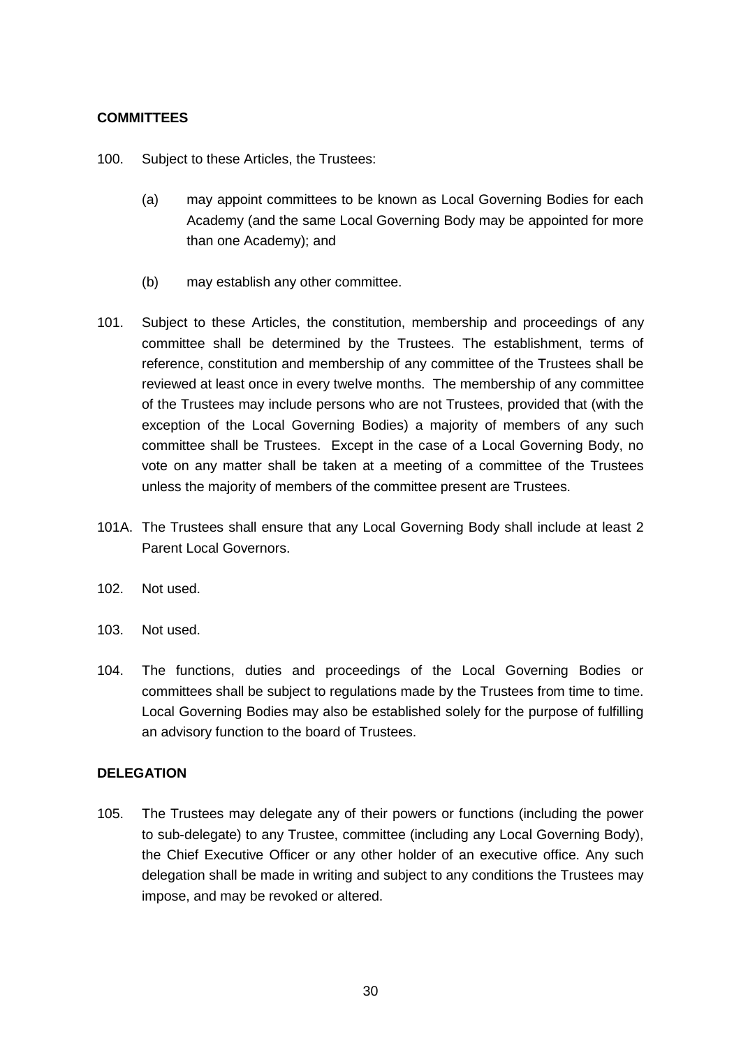## COMMITTEES

100. Subject to these Articles, the Trustees:

    (a) may appoint committees to be known as Local Governing Bodies for each Academy (and the same Local Governing Body may be appointed for more than one Academy); and

    (b) may establish any other committee.

101. Subject to these Articles, the constitution, membership and proceedings of any committee shall be determined by the Trustees. The establishment, terms of reference, constitution and membership of any committee of the Trustees shall be reviewed at least once in every twelve months. The membership of any committee of the Trustees may include persons who are not Trustees, provided that (with the exception of the Local Governing Bodies) a majority of members of any such committee shall be Trustees. Except in the case of a Local Governing Body, no vote on any matter shall be taken at a meeting of a committee of the Trustees unless the majority of members of the committee present are Trustees.

101A. The Trustees shall ensure that any Local Governing Body shall include at least 2 Parent Local Governors.

102. Not used.

103. Not used.

104. The functions, duties and proceedings of the Local Governing Bodies or committees shall be subject to regulations made by the Trustees from time to time. Local Governing Bodies may also be established solely for the purpose of fulfilling an advisory function to the board of Trustees.

## DELEGATION

105. The Trustees may delegate any of their powers or functions (including the power to sub-delegate) to any Trustee, committee (including any Local Governing Body), the Chief Executive Officer or any other holder of an executive office. Any such delegation shall be made in writing and subject to any conditions the Trustees may impose, and may be revoked or altered.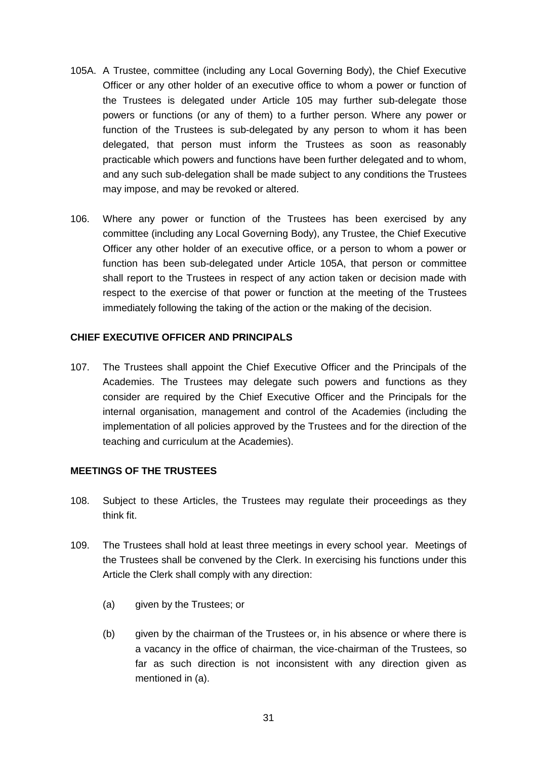105A. A Trustee, committee (including any Local Governing Body), the Chief Executive Officer or any other holder of an executive office to whom a power or function of the Trustees is delegated under Article 105 may further sub-delegate those powers or functions (or any of them) to a further person. Where any power or function of the Trustees is sub-delegated by any person to whom it has been delegated, that person must inform the Trustees as soon as reasonably practicable which powers and functions have been further delegated and to whom, and any such sub-delegation shall be made subject to any conditions the Trustees may impose, and may be revoked or altered.

106. Where any power or function of the Trustees has been exercised by any committee (including any Local Governing Body), any Trustee, the Chief Executive Officer any other holder of an executive office, or a person to whom a power or function has been sub-delegated under Article 105A, that person or committee shall report to the Trustees in respect of any action taken or decision made with respect to the exercise of that power or function at the meeting of the Trustees immediately following the taking of the action or the making of the decision.

**CHIEF EXECUTIVE OFFICER AND PRINCIPALS**

107. The Trustees shall appoint the Chief Executive Officer and the Principals of the Academies. The Trustees may delegate such powers and functions as they consider are required by the Chief Executive Officer and the Principals for the internal organisation, management and control of the Academies (including the implementation of all policies approved by the Trustees and for the direction of the teaching and curriculum at the Academies).

**MEETINGS OF THE TRUSTEES**

108. Subject to these Articles, the Trustees may regulate their proceedings as they think fit.

109. The Trustees shall hold at least three meetings in every school year. Meetings of the Trustees shall be convened by the Clerk. In exercising his functions under this Article the Clerk shall comply with any direction:

    (a) given by the Trustees; or

    (b) given by the chairman of the Trustees or, in his absence or where there is a vacancy in the office of chairman, the vice-chairman of the Trustees, so far as such direction is not inconsistent with any direction given as mentioned in (a).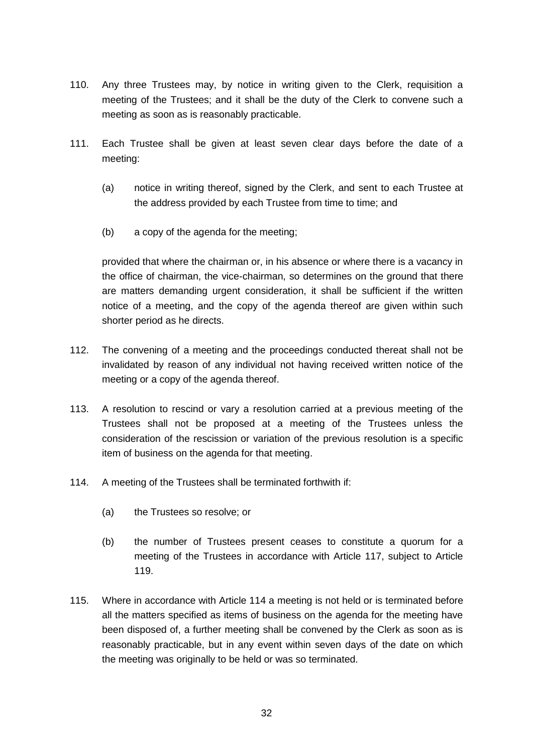110. Any three Trustees may, by notice in writing given to the Clerk, requisition a meeting of the Trustees; and it shall be the duty of the Clerk to convene such a meeting as soon as is reasonably practicable.

111. Each Trustee shall be given at least seven clear days before the date of a meeting:

   (a) notice in writing thereof, signed by the Clerk, and sent to each Trustee at the address provided by each Trustee from time to time; and

   (b) a copy of the agenda for the meeting;

   provided that where the chairman or, in his absence or where there is a vacancy in the office of chairman, the vice-chairman, so determines on the ground that there are matters demanding urgent consideration, it shall be sufficient if the written notice of a meeting, and the copy of the agenda thereof are given within such shorter period as he directs.

112. The convening of a meeting and the proceedings conducted thereat shall not be invalidated by reason of any individual not having received written notice of the meeting or a copy of the agenda thereof.

113. A resolution to rescind or vary a resolution carried at a previous meeting of the Trustees shall not be proposed at a meeting of the Trustees unless the consideration of the rescission or variation of the previous resolution is a specific item of business on the agenda for that meeting.

114. A meeting of the Trustees shall be terminated forthwith if:

   (a) the Trustees so resolve; or

   (b) the number of Trustees present ceases to constitute a quorum for a meeting of the Trustees in accordance with Article 117, subject to Article 119.

115. Where in accordance with Article 114 a meeting is not held or is terminated before all the matters specified as items of business on the agenda for the meeting have been disposed of, a further meeting shall be convened by the Clerk as soon as is reasonably practicable, but in any event within seven days of the date on which the meeting was originally to be held or was so terminated.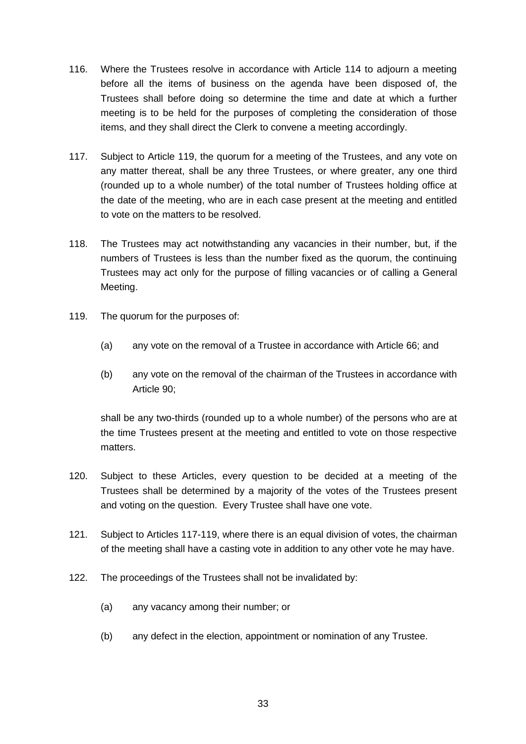116. Where the Trustees resolve in accordance with Article 114 to adjourn a meeting before all the items of business on the agenda have been disposed of, the Trustees shall before doing so determine the time and date at which a further meeting is to be held for the purposes of completing the consideration of those items, and they shall direct the Clerk to convene a meeting accordingly.

117. Subject to Article 119, the quorum for a meeting of the Trustees, and any vote on any matter thereat, shall be any three Trustees, or where greater, any one third (rounded up to a whole number) of the total number of Trustees holding office at the date of the meeting, who are in each case present at the meeting and entitled to vote on the matters to be resolved.

118. The Trustees may act notwithstanding any vacancies in their number, but, if the numbers of Trustees is less than the number fixed as the quorum, the continuing Trustees may act only for the purpose of filling vacancies or of calling a General Meeting.

119. The quorum for the purposes of:

    (a) any vote on the removal of a Trustee in accordance with Article 66; and

    (b) any vote on the removal of the chairman of the Trustees in accordance with Article 90;

    shall be any two-thirds (rounded up to a whole number) of the persons who are at the time Trustees present at the meeting and entitled to vote on those respective matters.

120. Subject to these Articles, every question to be decided at a meeting of the Trustees shall be determined by a majority of the votes of the Trustees present and voting on the question. Every Trustee shall have one vote.

121. Subject to Articles 117-119, where there is an equal division of votes, the chairman of the meeting shall have a casting vote in addition to any other vote he may have.

122. The proceedings of the Trustees shall not be invalidated by:

    (a) any vacancy among their number; or

    (b) any defect in the election, appointment or nomination of any Trustee.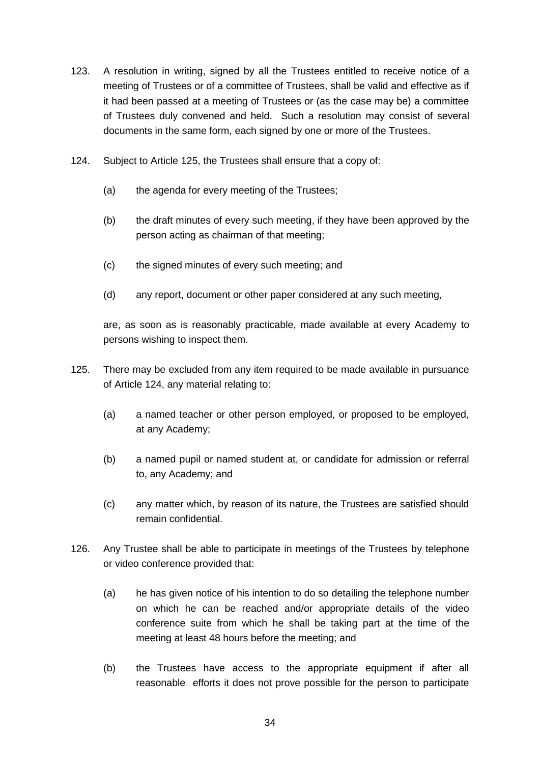123. A resolution in writing, signed by all the Trustees entitled to receive notice of a meeting of Trustees or of a committee of Trustees, shall be valid and effective as if it had been passed at a meeting of Trustees or (as the case may be) a committee of Trustees duly convened and held. Such a resolution may consist of several documents in the same form, each signed by one or more of the Trustees.

124. Subject to Article 125, the Trustees shall ensure that a copy of:

    (a) the agenda for every meeting of the Trustees;

    (b) the draft minutes of every such meeting, if they have been approved by the person acting as chairman of that meeting;

    (c) the signed minutes of every such meeting; and

    (d) any report, document or other paper considered at any such meeting,

    are, as soon as is reasonably practicable, made available at every Academy to persons wishing to inspect them.

125. There may be excluded from any item required to be made available in pursuance of Article 124, any material relating to:

    (a) a named teacher or other person employed, or proposed to be employed, at any Academy;

    (b) a named pupil or named student at, or candidate for admission or referral to, any Academy; and

    (c) any matter which, by reason of its nature, the Trustees are satisfied should remain confidential.

126. Any Trustee shall be able to participate in meetings of the Trustees by telephone or video conference provided that:

    (a) he has given notice of his intention to do so detailing the telephone number on which he can be reached and/or appropriate details of the video conference suite from which he shall be taking part at the time of the meeting at least 48 hours before the meeting; and

    (b) the Trustees have access to the appropriate equipment if after all reasonable efforts it does not prove possible for the person to participate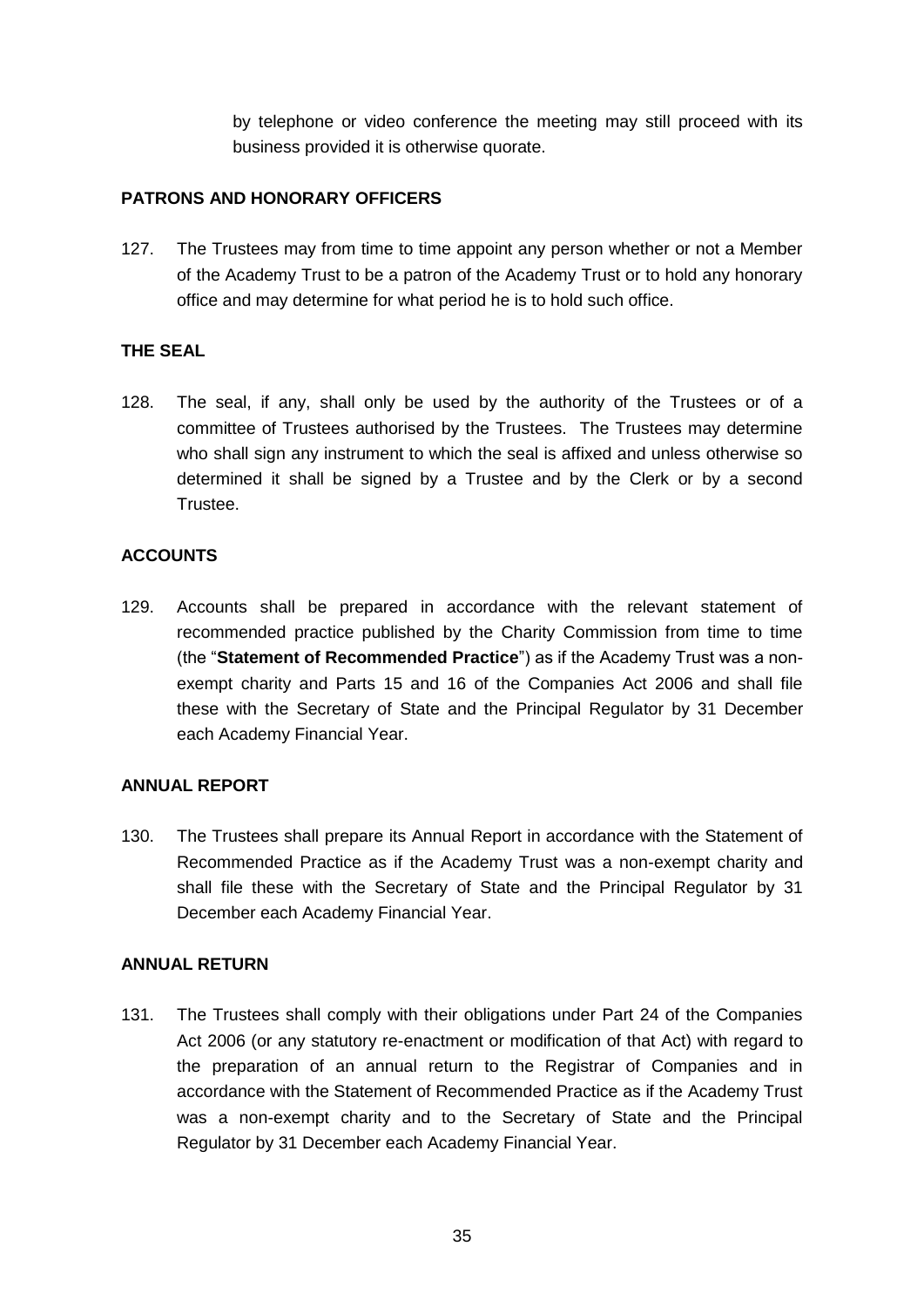by telephone or video conference the meeting may still proceed with its business provided it is otherwise quorate.

**PATRONS AND HONORARY OFFICERS**

127. The Trustees may from time to time appoint any person whether or not a Member of the Academy Trust to be a patron of the Academy Trust or to hold any honorary office and may determine for what period he is to hold such office.

**THE SEAL**

128. The seal, if any, shall only be used by the authority of the Trustees or of a committee of Trustees authorised by the Trustees. The Trustees may determine who shall sign any instrument to which the seal is affixed and unless otherwise so determined it shall be signed by a Trustee and by the Clerk or by a second Trustee.

**ACCOUNTS**

129. Accounts shall be prepared in accordance with the relevant statement of recommended practice published by the Charity Commission from time to time (the "**Statement of Recommended Practice**") as if the Academy Trust was a non-exempt charity and Parts 15 and 16 of the Companies Act 2006 and shall file these with the Secretary of State and the Principal Regulator by 31 December each Academy Financial Year.

**ANNUAL REPORT**

130. The Trustees shall prepare its Annual Report in accordance with the Statement of Recommended Practice as if the Academy Trust was a non-exempt charity and shall file these with the Secretary of State and the Principal Regulator by 31 December each Academy Financial Year.

**ANNUAL RETURN**

131. The Trustees shall comply with their obligations under Part 24 of the Companies Act 2006 (or any statutory re-enactment or modification of that Act) with regard to the preparation of an annual return to the Registrar of Companies and in accordance with the Statement of Recommended Practice as if the Academy Trust was a non-exempt charity and to the Secretary of State and the Principal Regulator by 31 December each Academy Financial Year.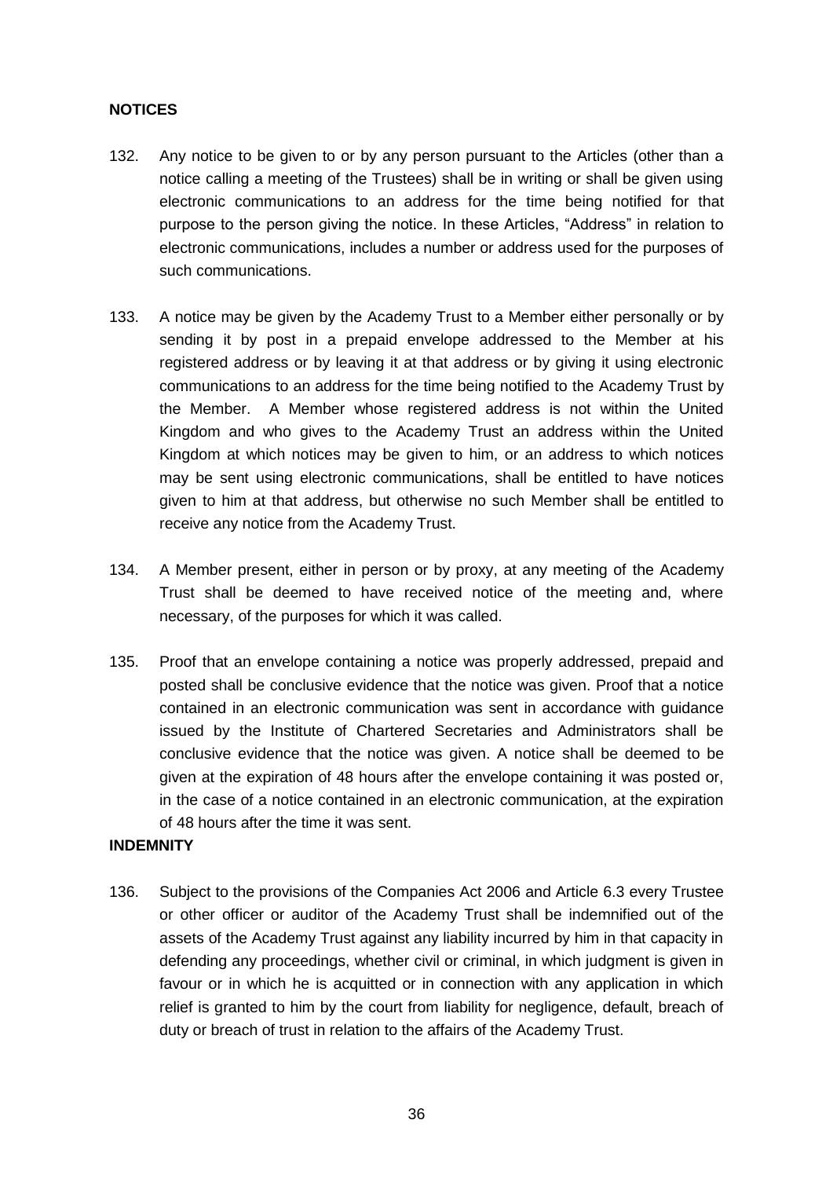**NOTICES**

132. Any notice to be given to or by any person pursuant to the Articles (other than a notice calling a meeting of the Trustees) shall be in writing or shall be given using electronic communications to an address for the time being notified for that purpose to the person giving the notice. In these Articles, "Address" in relation to electronic communications, includes a number or address used for the purposes of such communications.

133. A notice may be given by the Academy Trust to a Member either personally or by sending it by post in a prepaid envelope addressed to the Member at his registered address or by leaving it at that address or by giving it using electronic communications to an address for the time being notified to the Academy Trust by the Member. A Member whose registered address is not within the United Kingdom and who gives to the Academy Trust an address within the United Kingdom at which notices may be given to him, or an address to which notices may be sent using electronic communications, shall be entitled to have notices given to him at that address, but otherwise no such Member shall be entitled to receive any notice from the Academy Trust.

134. A Member present, either in person or by proxy, at any meeting of the Academy Trust shall be deemed to have received notice of the meeting and, where necessary, of the purposes for which it was called.

135. Proof that an envelope containing a notice was properly addressed, prepaid and posted shall be conclusive evidence that the notice was given. Proof that a notice contained in an electronic communication was sent in accordance with guidance issued by the Institute of Chartered Secretaries and Administrators shall be conclusive evidence that the notice was given. A notice shall be deemed to be given at the expiration of 48 hours after the envelope containing it was posted or, in the case of a notice contained in an electronic communication, at the expiration of 48 hours after the time it was sent.

**INDEMNITY**

136. Subject to the provisions of the Companies Act 2006 and Article 6.3 every Trustee or other officer or auditor of the Academy Trust shall be indemnified out of the assets of the Academy Trust against any liability incurred by him in that capacity in defending any proceedings, whether civil or criminal, in which judgment is given in favour or in which he is acquitted or in connection with any application in which relief is granted to him by the court from liability for negligence, default, breach of duty or breach of trust in relation to the affairs of the Academy Trust.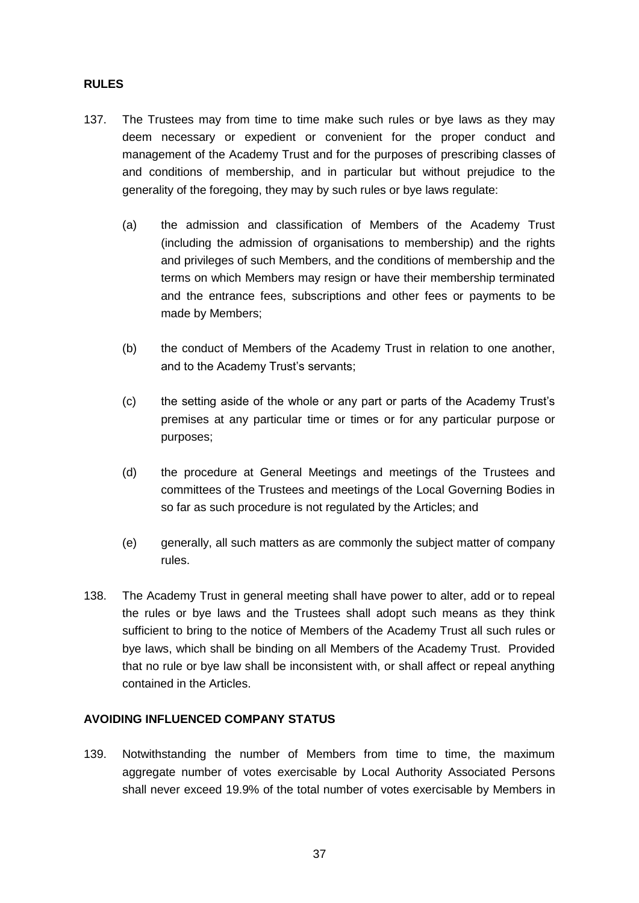## RULES

137. The Trustees may from time to time make such rules or bye laws as they may deem necessary or expedient or convenient for the proper conduct and management of the Academy Trust and for the purposes of prescribing classes of and conditions of membership, and in particular but without prejudice to the generality of the foregoing, they may by such rules or bye laws regulate:

   (a) the admission and classification of Members of the Academy Trust (including the admission of organisations to membership) and the rights and privileges of such Members, and the conditions of membership and the terms on which Members may resign or have their membership terminated and the entrance fees, subscriptions and other fees or payments to be made by Members;

   (b) the conduct of Members of the Academy Trust in relation to one another, and to the Academy Trust's servants;

   (c) the setting aside of the whole or any part or parts of the Academy Trust's premises at any particular time or times or for any particular purpose or purposes;

   (d) the procedure at General Meetings and meetings of the Trustees and committees of the Trustees and meetings of the Local Governing Bodies in so far as such procedure is not regulated by the Articles; and

   (e) generally, all such matters as are commonly the subject matter of company rules.

138. The Academy Trust in general meeting shall have power to alter, add or to repeal the rules or bye laws and the Trustees shall adopt such means as they think sufficient to bring to the notice of Members of the Academy Trust all such rules or bye laws, which shall be binding on all Members of the Academy Trust. Provided that no rule or bye law shall be inconsistent with, or shall affect or repeal anything contained in the Articles.

## AVOIDING INFLUENCED COMPANY STATUS

139. Notwithstanding the number of Members from time to time, the maximum aggregate number of votes exercisable by Local Authority Associated Persons shall never exceed 19.9% of the total number of votes exercisable by Members in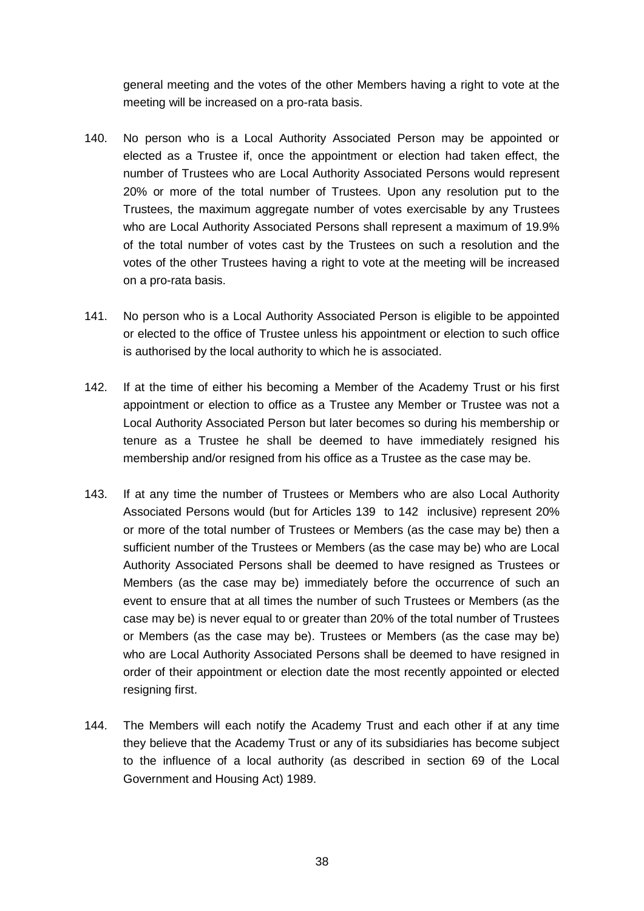general meeting and the votes of the other Members having a right to vote at the meeting will be increased on a pro-rata basis.

140. No person who is a Local Authority Associated Person may be appointed or elected as a Trustee if, once the appointment or election had taken effect, the number of Trustees who are Local Authority Associated Persons would represent 20% or more of the total number of Trustees. Upon any resolution put to the Trustees, the maximum aggregate number of votes exercisable by any Trustees who are Local Authority Associated Persons shall represent a maximum of 19.9% of the total number of votes cast by the Trustees on such a resolution and the votes of the other Trustees having a right to vote at the meeting will be increased on a pro-rata basis.

141. No person who is a Local Authority Associated Person is eligible to be appointed or elected to the office of Trustee unless his appointment or election to such office is authorised by the local authority to which he is associated.

142. If at the time of either his becoming a Member of the Academy Trust or his first appointment or election to office as a Trustee any Member or Trustee was not a Local Authority Associated Person but later becomes so during his membership or tenure as a Trustee he shall be deemed to have immediately resigned his membership and/or resigned from his office as a Trustee as the case may be.

143. If at any time the number of Trustees or Members who are also Local Authority Associated Persons would (but for Articles 139 to 142 inclusive) represent 20% or more of the total number of Trustees or Members (as the case may be) then a sufficient number of the Trustees or Members (as the case may be) who are Local Authority Associated Persons shall be deemed to have resigned as Trustees or Members (as the case may be) immediately before the occurrence of such an event to ensure that at all times the number of such Trustees or Members (as the case may be) is never equal to or greater than 20% of the total number of Trustees or Members (as the case may be). Trustees or Members (as the case may be) who are Local Authority Associated Persons shall be deemed to have resigned in order of their appointment or election date the most recently appointed or elected resigning first.

144. The Members will each notify the Academy Trust and each other if at any time they believe that the Academy Trust or any of its subsidiaries has become subject to the influence of a local authority (as described in section 69 of the Local Government and Housing Act) 1989.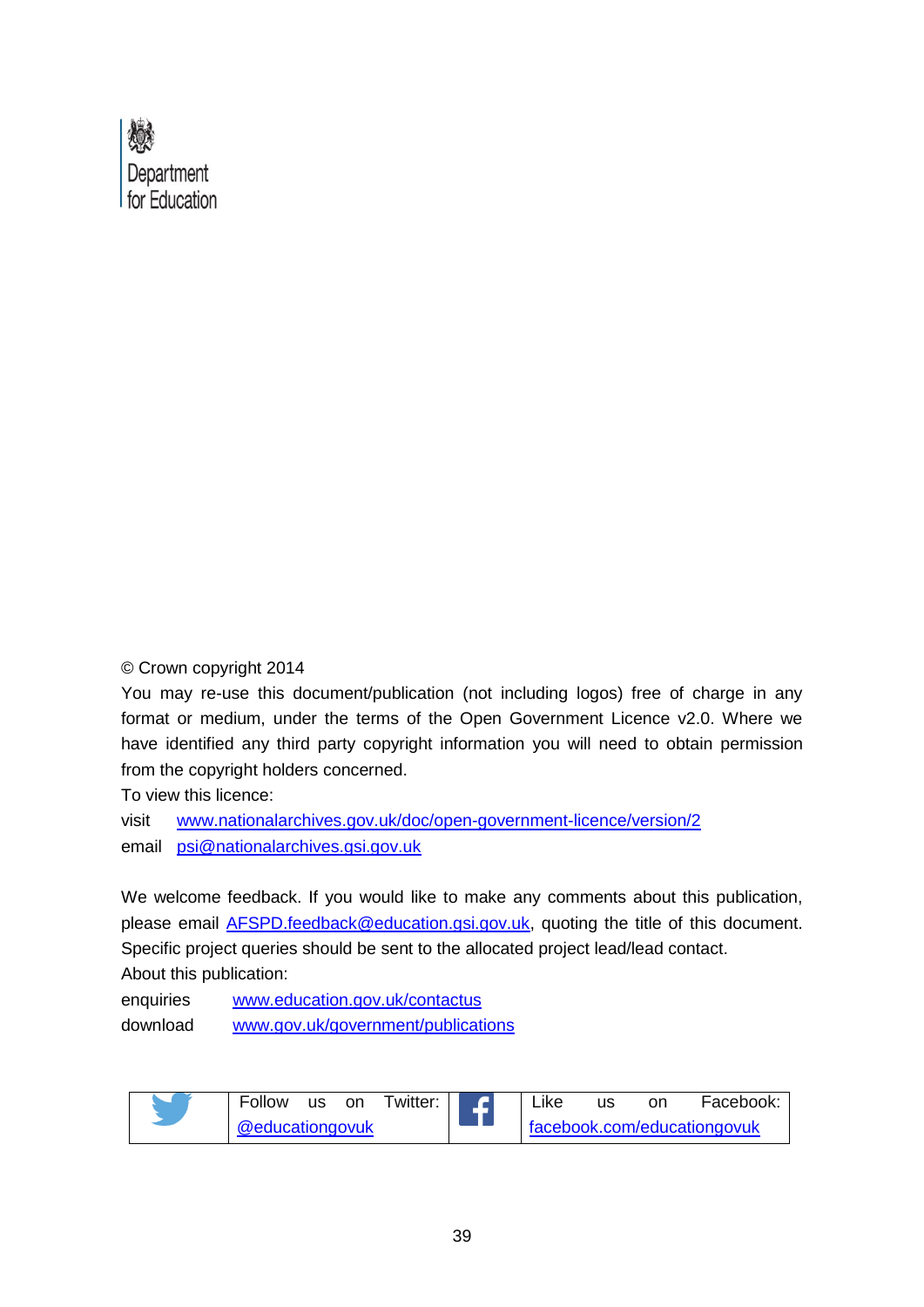Department for Education

© Crown copyright 2014

You may re-use this document/publication (not including logos) free of charge in any format or medium, under the terms of the Open Government Licence v2.0. Where we have identified any third party copyright information you will need to obtain permission from the copyright holders concerned.

To view this licence:

visit www.nationalarchives.gov.uk/doc/open-government-licence/version/2
email psi@nationalarchives.gsi.gov.uk

We welcome feedback. If you would like to make any comments about this publication, please email AFSPD.feedback@education.gsi.gov.uk, quoting the title of this document. Specific project queries should be sent to the allocated project lead/lead contact.

About this publication:

enquiries www.education.gov.uk/contactus
download www.gov.uk/government/publications

| | | | |
|---|---|---|---|
| | Follow us on Twitter: @educationgovuk | | Like us on Facebook: facebook.com/educationgovuk |